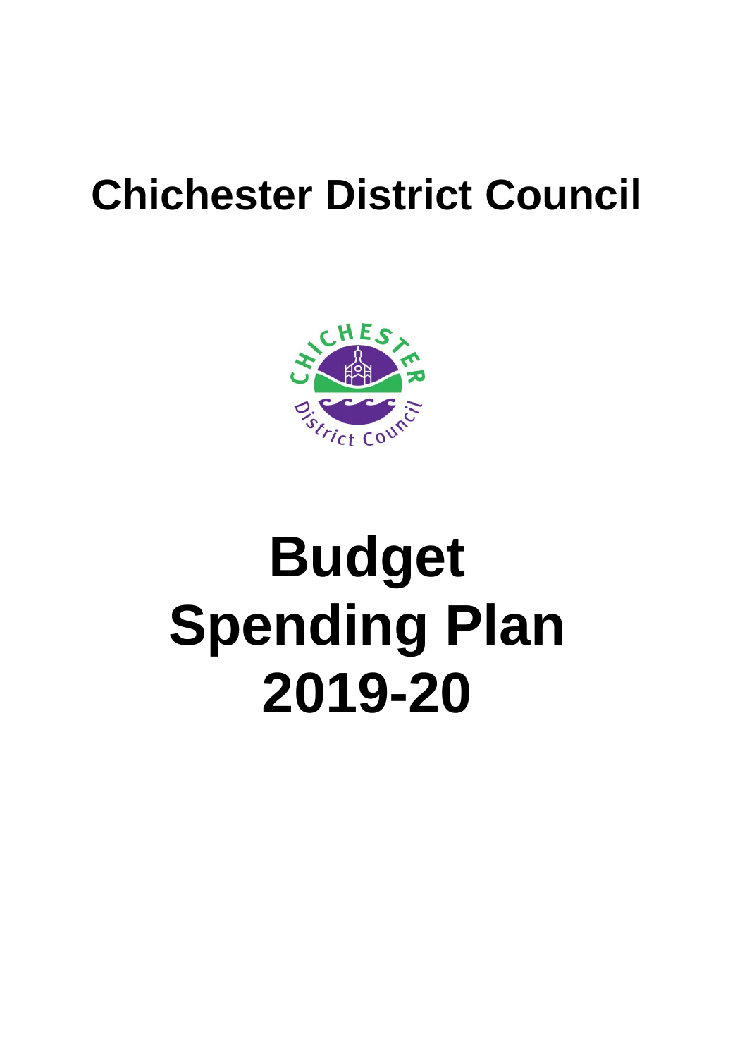# Chichester District Council

# Budget Spending Plan 2019-20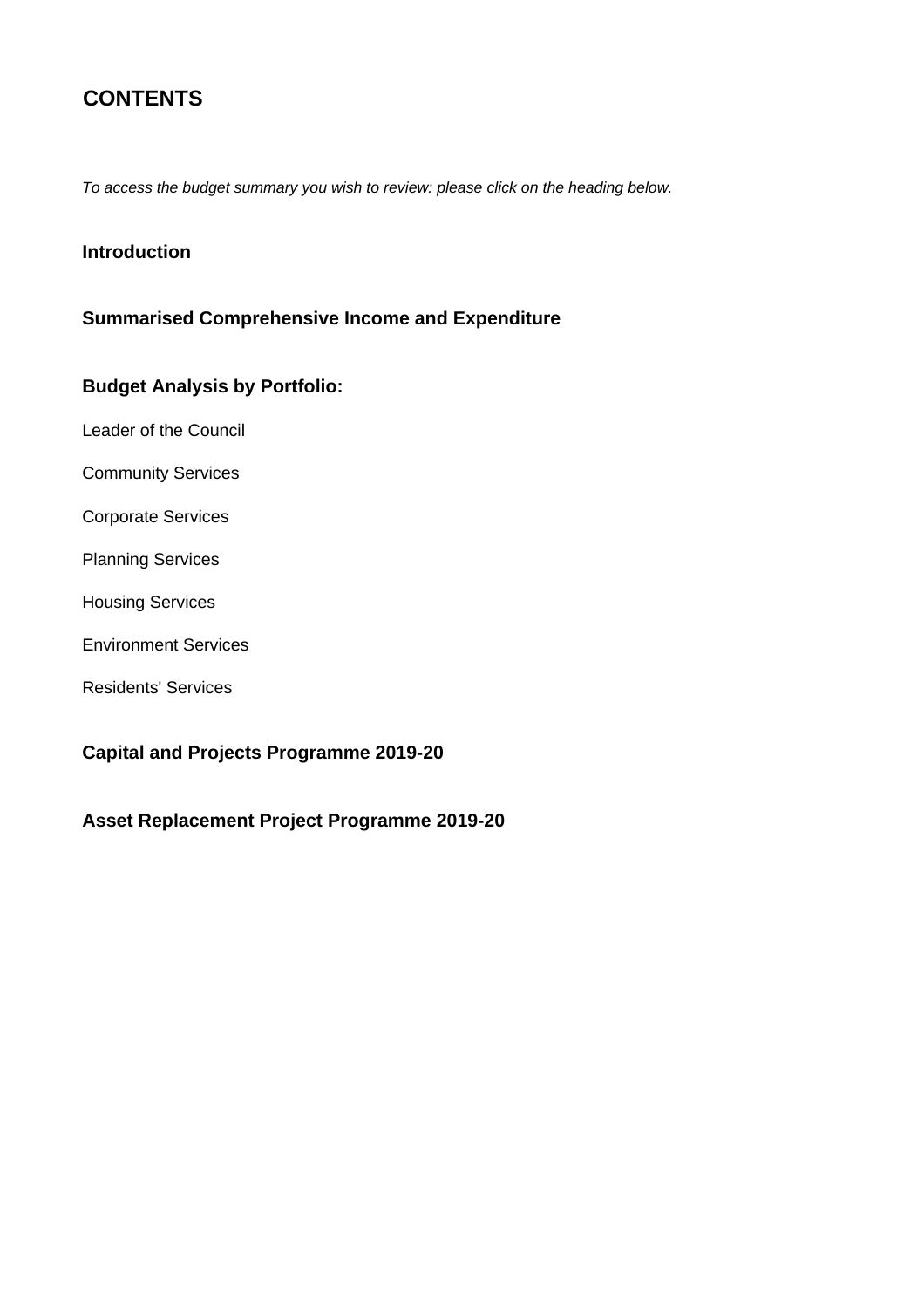# CONTENTS

*To access the budget summary you wish to review: please click on the heading below.*

**Introduction**

**Summarised Comprehensive Income and Expenditure**

**Budget Analysis by Portfolio:**

Leader of the Council

Community Services

Corporate Services

Planning Services

Housing Services

Environment Services

Residents' Services

**Capital and Projects Programme 2019-20**

**Asset Replacement Project Programme 2019-20**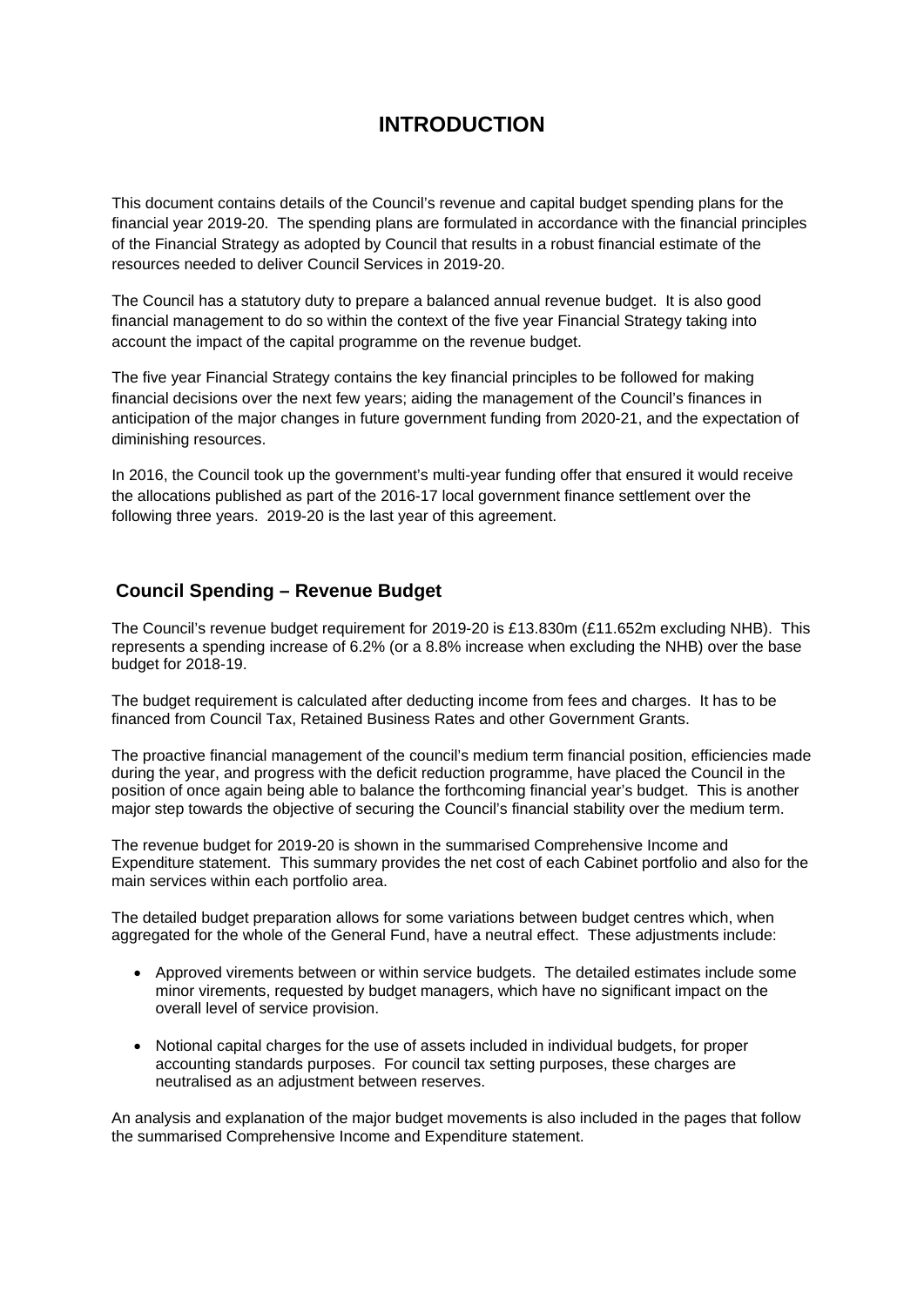# INTRODUCTION

This document contains details of the Council's revenue and capital budget spending plans for the financial year 2019-20. The spending plans are formulated in accordance with the financial principles of the Financial Strategy as adopted by Council that results in a robust financial estimate of the resources needed to deliver Council Services in 2019-20.

The Council has a statutory duty to prepare a balanced annual revenue budget. It is also good financial management to do so within the context of the five year Financial Strategy taking into account the impact of the capital programme on the revenue budget.

The five year Financial Strategy contains the key financial principles to be followed for making financial decisions over the next few years; aiding the management of the Council's finances in anticipation of the major changes in future government funding from 2020-21, and the expectation of diminishing resources.

In 2016, the Council took up the government's multi-year funding offer that ensured it would receive the allocations published as part of the 2016-17 local government finance settlement over the following three years. 2019-20 is the last year of this agreement.

## Council Spending – Revenue Budget

The Council's revenue budget requirement for 2019-20 is £13.830m (£11.652m excluding NHB). This represents a spending increase of 6.2% (or a 8.8% increase when excluding the NHB) over the base budget for 2018-19.

The budget requirement is calculated after deducting income from fees and charges. It has to be financed from Council Tax, Retained Business Rates and other Government Grants.

The proactive financial management of the council's medium term financial position, efficiencies made during the year, and progress with the deficit reduction programme, have placed the Council in the position of once again being able to balance the forthcoming financial year's budget. This is another major step towards the objective of securing the Council's financial stability over the medium term.

The revenue budget for 2019-20 is shown in the summarised Comprehensive Income and Expenditure statement. This summary provides the net cost of each Cabinet portfolio and also for the main services within each portfolio area.

The detailed budget preparation allows for some variations between budget centres which, when aggregated for the whole of the General Fund, have a neutral effect. These adjustments include:

- Approved virements between or within service budgets. The detailed estimates include some minor virements, requested by budget managers, which have no significant impact on the overall level of service provision.
- Notional capital charges for the use of assets included in individual budgets, for proper accounting standards purposes. For council tax setting purposes, these charges are neutralised as an adjustment between reserves.

An analysis and explanation of the major budget movements is also included in the pages that follow the summarised Comprehensive Income and Expenditure statement.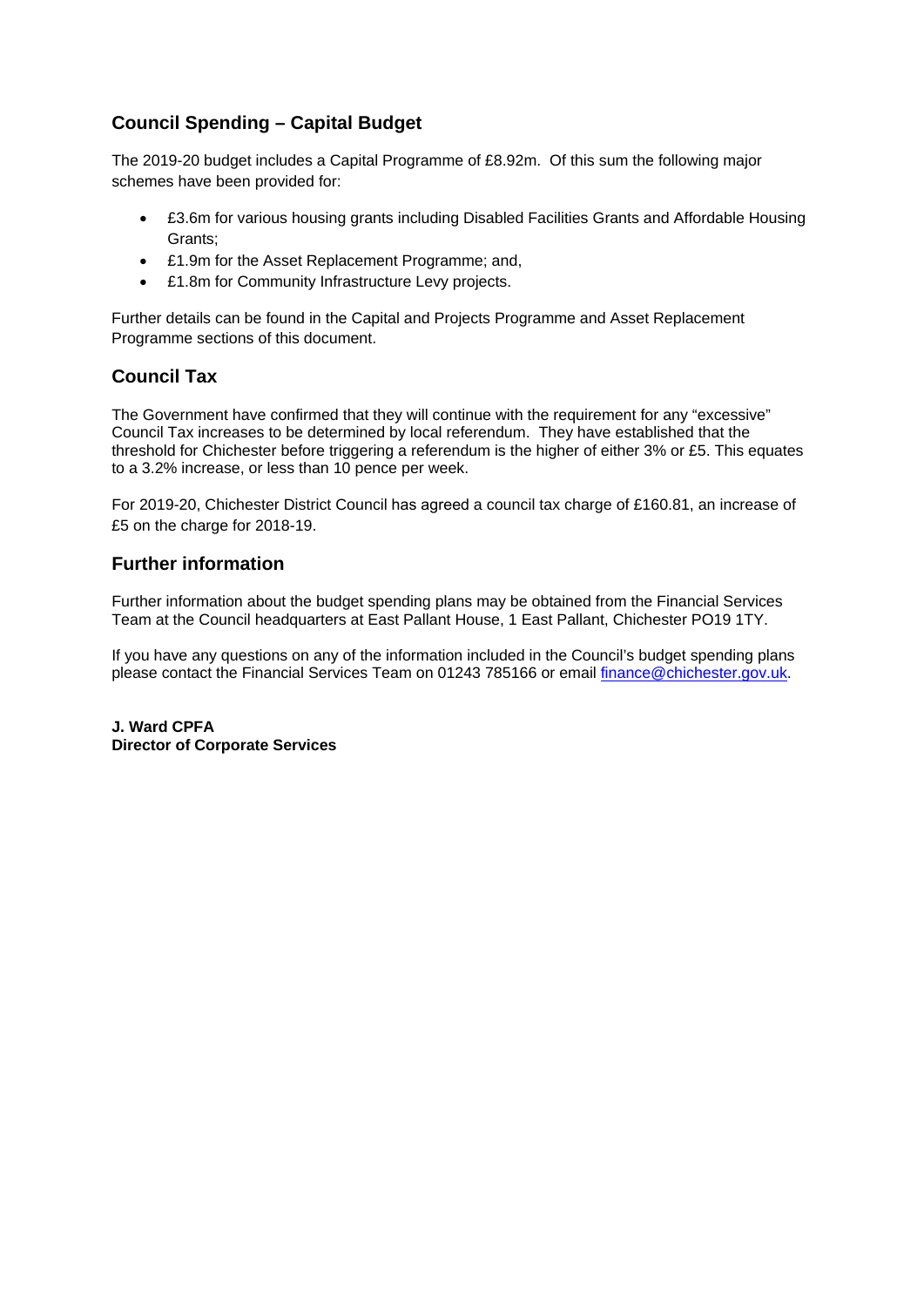## Council Spending – Capital Budget

The 2019-20 budget includes a Capital Programme of £8.92m. Of this sum the following major schemes have been provided for:

- £3.6m for various housing grants including Disabled Facilities Grants and Affordable Housing Grants;
- £1.9m for the Asset Replacement Programme; and,
- £1.8m for Community Infrastructure Levy projects.

Further details can be found in the Capital and Projects Programme and Asset Replacement Programme sections of this document.

## Council Tax

The Government have confirmed that they will continue with the requirement for any "excessive" Council Tax increases to be determined by local referendum. They have established that the threshold for Chichester before triggering a referendum is the higher of either 3% or £5. This equates to a 3.2% increase, or less than 10 pence per week.

For 2019-20, Chichester District Council has agreed a council tax charge of £160.81, an increase of £5 on the charge for 2018-19.

## Further information

Further information about the budget spending plans may be obtained from the Financial Services Team at the Council headquarters at East Pallant House, 1 East Pallant, Chichester PO19 1TY.

If you have any questions on any of the information included in the Council's budget spending plans please contact the Financial Services Team on 01243 785166 or email finance@chichester.gov.uk.

**J. Ward CPFA**
**Director of Corporate Services**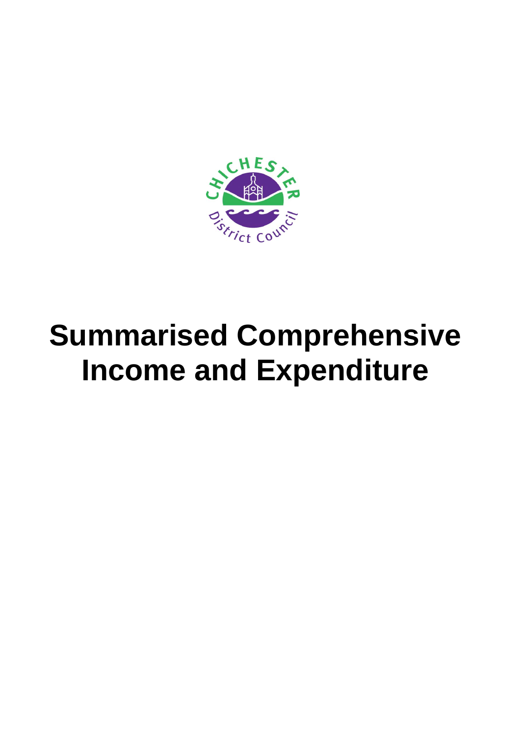# Summarised Comprehensive Income and Expenditure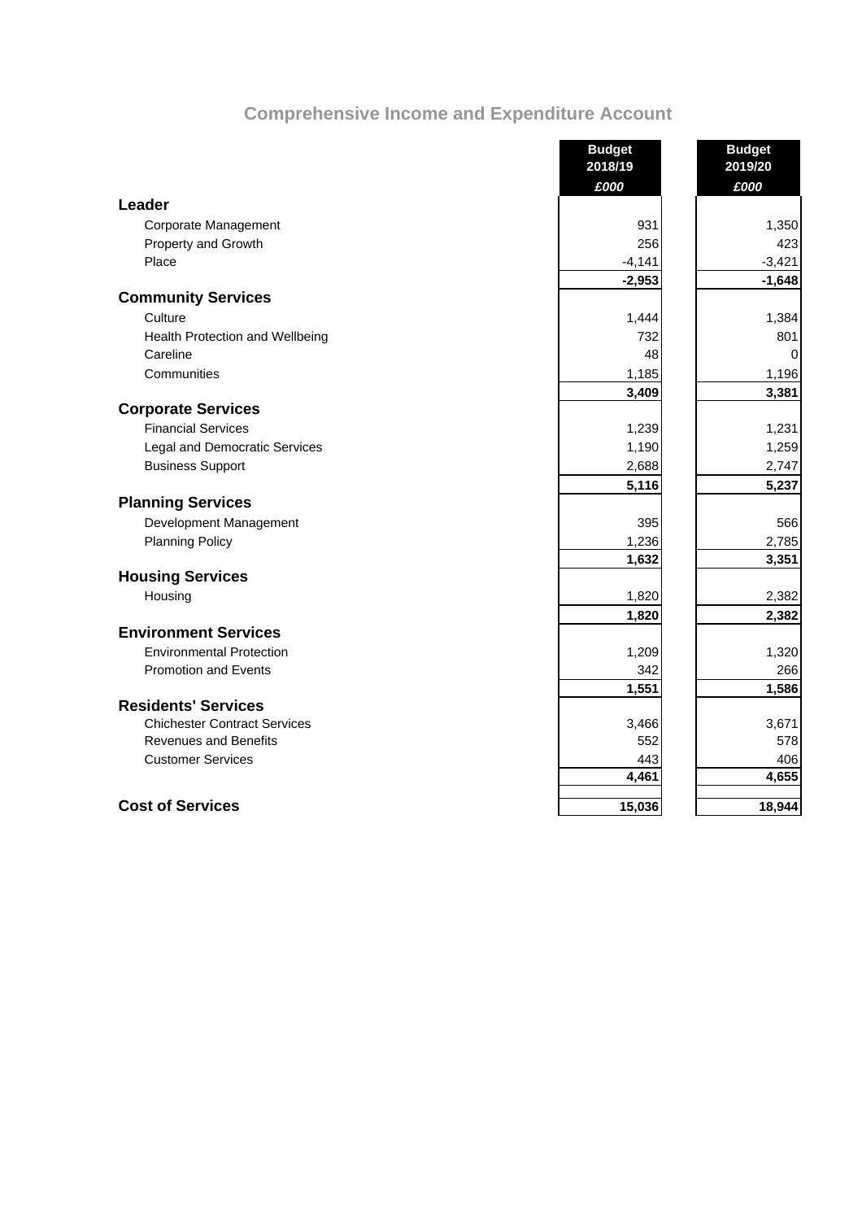# Comprehensive Income and Expenditure Account

| | Budget 2018/19 *£000* | Budget 2019/20 *£000* |
|---|---|---|
| **Leader** | | |
| Corporate Management | 931 | 1,350 |
| Property and Growth | 256 | 423 |
| Place | -4,141 | -3,421 |
| | **-2,953** | **-1,648** |
| **Community Services** | | |
| Culture | 1,444 | 1,384 |
| Health Protection and Wellbeing | 732 | 801 |
| Careline | 48 | 0 |
| Communities | 1,185 | 1,196 |
| | **3,409** | **3,381** |
| **Corporate Services** | | |
| Financial Services | 1,239 | 1,231 |
| Legal and Democratic Services | 1,190 | 1,259 |
| Business Support | 2,688 | 2,747 |
| | **5,116** | **5,237** |
| **Planning Services** | | |
| Development Management | 395 | 566 |
| Planning Policy | 1,236 | 2,785 |
| | **1,632** | **3,351** |
| **Housing Services** | | |
| Housing | 1,820 | 2,382 |
| | **1,820** | **2,382** |
| **Environment Services** | | |
| Environmental Protection | 1,209 | 1,320 |
| Promotion and Events | 342 | 266 |
| | **1,551** | **1,586** |
| **Residents' Services** | | |
| Chichester Contract Services | 3,466 | 3,671 |
| Revenues and Benefits | 552 | 578 |
| Customer Services | 443 | 406 |
| | **4,461** | **4,655** |
| **Cost of Services** | **15,036** | **18,944** |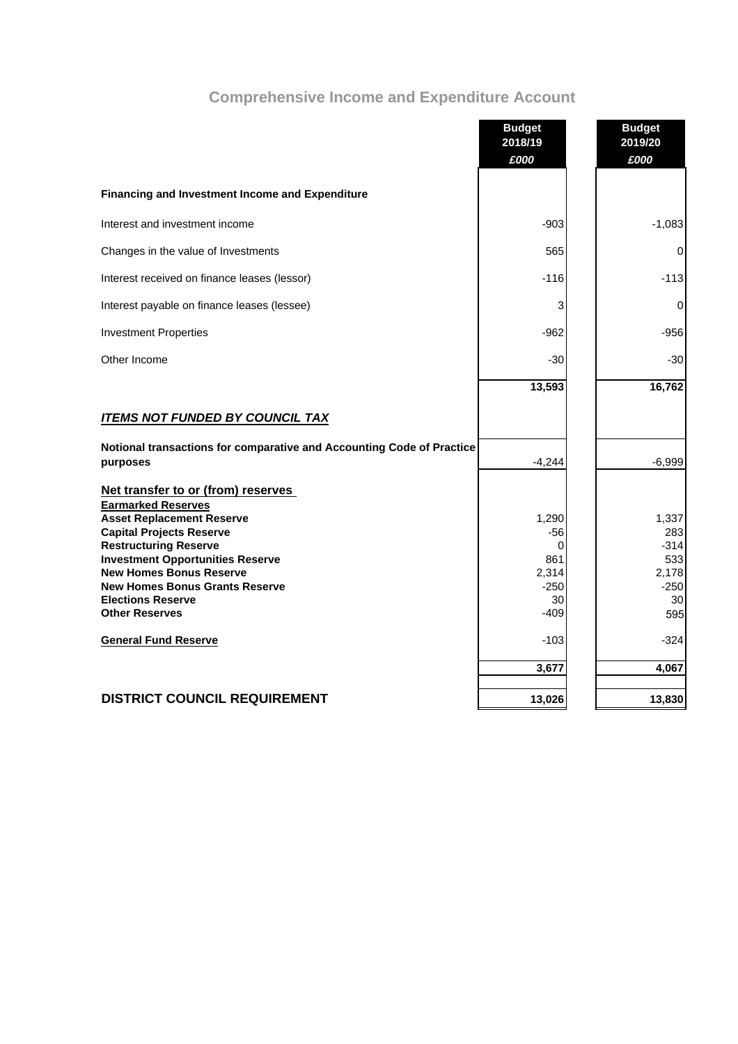## Comprehensive Income and Expenditure Account

| | Budget 2018/19 £000 | Budget 2019/20 £000 |
|---|---|---|
| **Financing and Investment Income and Expenditure** | | |
| Interest and investment income | -903 | -1,083 |
| Changes in the value of Investments | 565 | 0 |
| Interest received on finance leases (lessor) | -116 | -113 |
| Interest payable on finance leases (lessee) | 3 | 0 |
| Investment Properties | -962 | -956 |
| Other Income | -30 | -30 |
| | **13,593** | **16,762** |
| ***ITEMS NOT FUNDED BY COUNCIL TAX*** | | |
| **Notional transactions for comparative and Accounting Code of Practice purposes** | -4,244 | -6,999 |
| **Net transfer to or (from) reserves** | | |
| **Earmarked Reserves** | | |
| **Asset Replacement Reserve** | 1,290 | 1,337 |
| **Capital Projects Reserve** | -56 | 283 |
| **Restructuring Reserve** | 0 | -314 |
| **Investment Opportunities Reserve** | 861 | 533 |
| **New Homes Bonus Reserve** | 2,314 | 2,178 |
| **New Homes Bonus Grants Reserve** | -250 | -250 |
| **Elections Reserve** | 30 | 30 |
| **Other Reserves** | -409 | 595 |
| **General Fund Reserve** | -103 | -324 |
| | **3,677** | **4,067** |
| **DISTRICT COUNCIL REQUIREMENT** | **13,026** | **13,830** |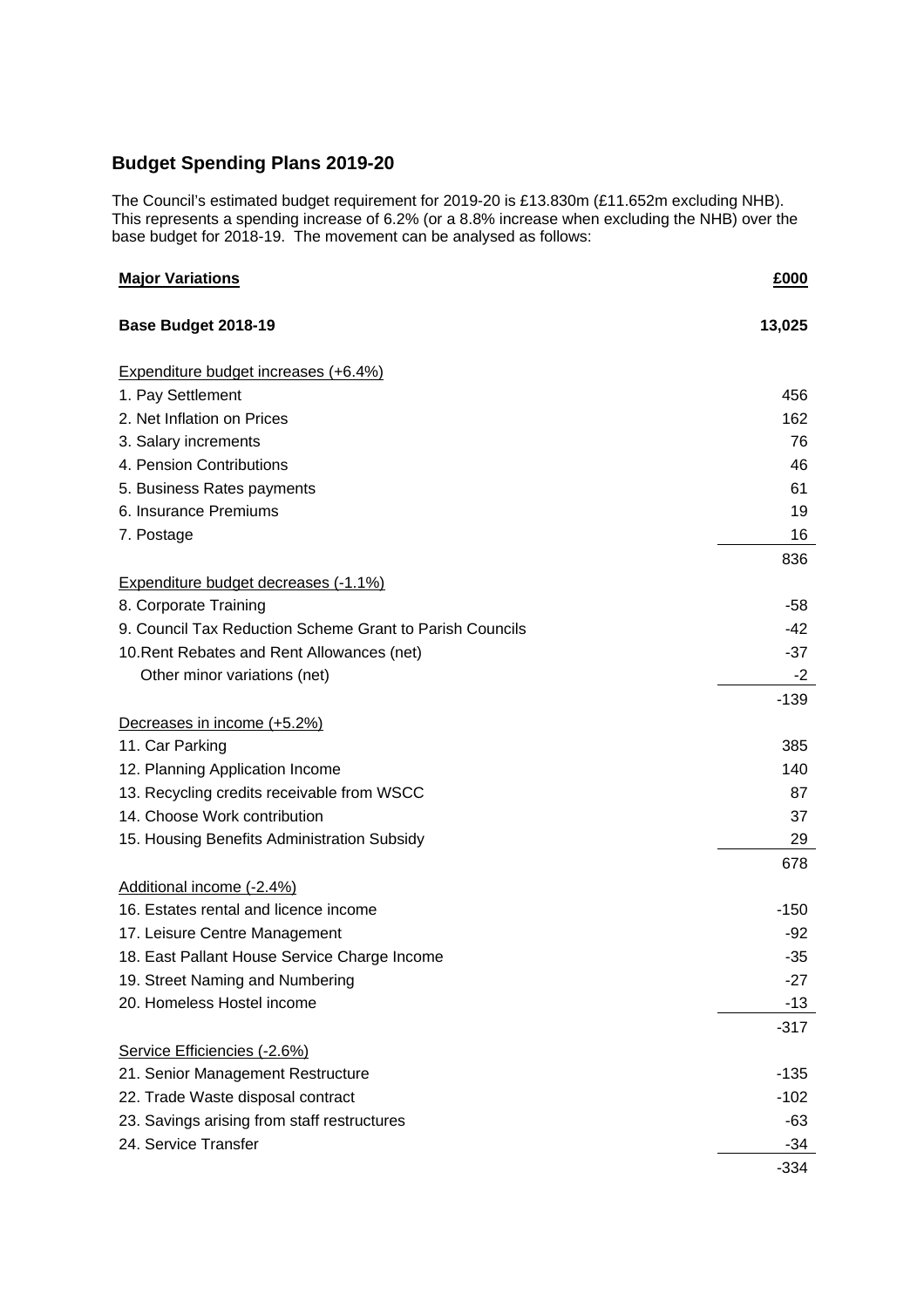## Budget Spending Plans 2019-20

The Council's estimated budget requirement for 2019-20 is £13.830m (£11.652m excluding NHB). This represents a spending increase of 6.2% (or a 8.8% increase when excluding the NHB) over the base budget for 2018-19. The movement can be analysed as follows:

| **Major Variations** | **£000** |
|---|---|
| **Base Budget 2018-19** | **13,025** |
| Expenditure budget increases (+6.4%) | |
| 1. Pay Settlement | 456 |
| 2. Net Inflation on Prices | 162 |
| 3. Salary increments | 76 |
| 4. Pension Contributions | 46 |
| 5. Business Rates payments | 61 |
| 6. Insurance Premiums | 19 |
| 7. Postage | 16 |
| | 836 |
| Expenditure budget decreases (-1.1%) | |
| 8. Corporate Training | -58 |
| 9. Council Tax Reduction Scheme Grant to Parish Councils | -42 |
| 10. Rent Rebates and Rent Allowances (net) | -37 |
| Other minor variations (net) | -2 |
| | -139 |
| Decreases in income (+5.2%) | |
| 11. Car Parking | 385 |
| 12. Planning Application Income | 140 |
| 13. Recycling credits receivable from WSCC | 87 |
| 14. Choose Work contribution | 37 |
| 15. Housing Benefits Administration Subsidy | 29 |
| | 678 |
| Additional income (-2.4%) | |
| 16. Estates rental and licence income | -150 |
| 17. Leisure Centre Management | -92 |
| 18. East Pallant House Service Charge Income | -35 |
| 19. Street Naming and Numbering | -27 |
| 20. Homeless Hostel income | -13 |
| | -317 |
| Service Efficiencies (-2.6%) | |
| 21. Senior Management Restructure | -135 |
| 22. Trade Waste disposal contract | -102 |
| 23. Savings arising from staff restructures | -63 |
| 24. Service Transfer | -34 |
| | -334 |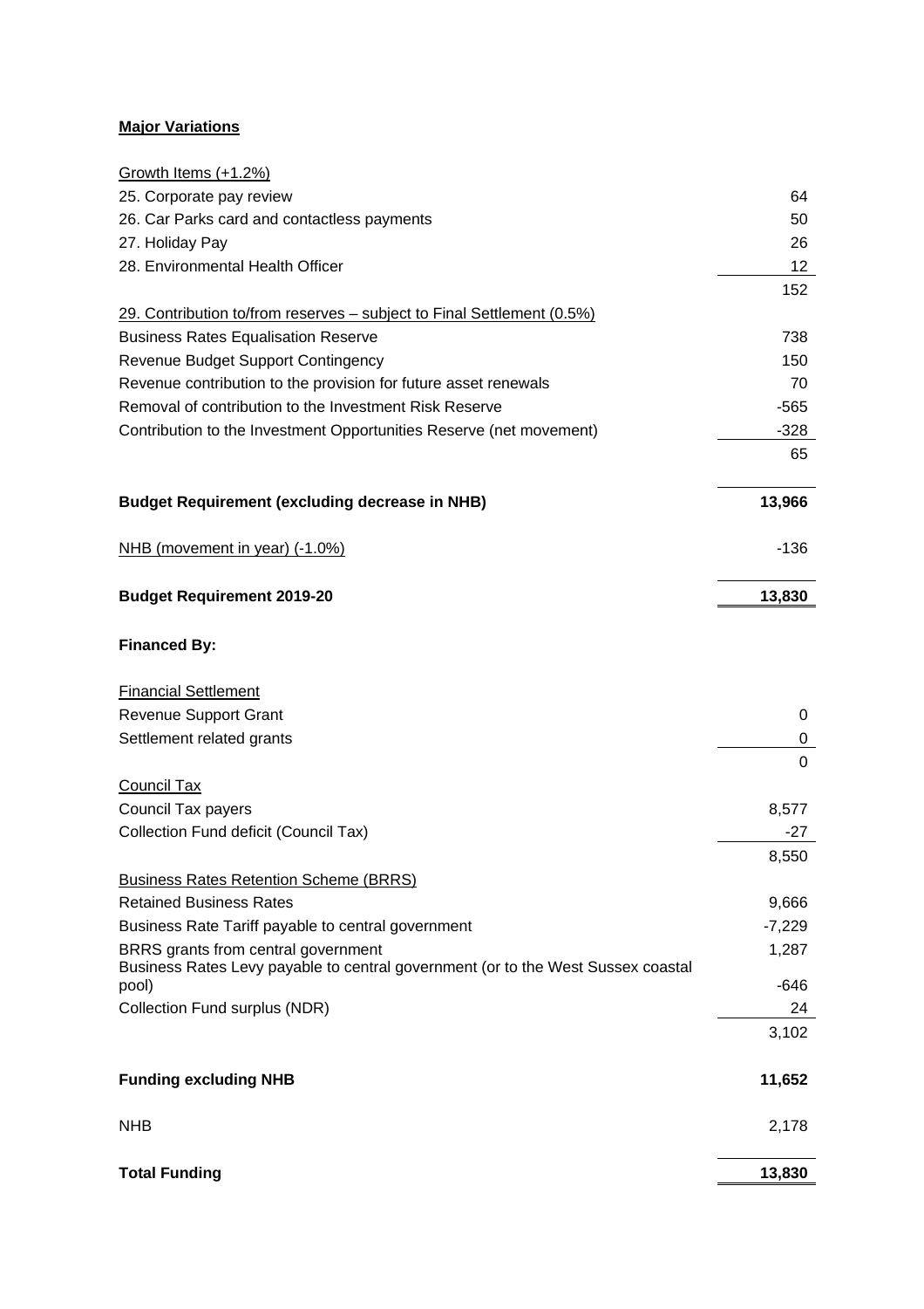**Major Variations**

| | |
|---|---|
| Growth Items (+1.2%) | |
| 25. Corporate pay review | 64 |
| 26. Car Parks card and contactless payments | 50 |
| 27. Holiday Pay | 26 |
| 28. Environmental Health Officer | 12 |
| | 152 |
| 29. Contribution to/from reserves – subject to Final Settlement (0.5%) | |
| Business Rates Equalisation Reserve | 738 |
| Revenue Budget Support Contingency | 150 |
| Revenue contribution to the provision for future asset renewals | 70 |
| Removal of contribution to the Investment Risk Reserve | -565 |
| Contribution to the Investment Opportunities Reserve (net movement) | -328 |
| | 65 |
| **Budget Requirement (excluding decrease in NHB)** | **13,966** |
| NHB (movement in year) (-1.0%) | -136 |
| **Budget Requirement 2019-20** | **13,830** |
| **Financed By:** | |
| Financial Settlement | |
| Revenue Support Grant | 0 |
| Settlement related grants | 0 |
| | 0 |
| Council Tax | |
| Council Tax payers | 8,577 |
| Collection Fund deficit (Council Tax) | -27 |
| | 8,550 |
| Business Rates Retention Scheme (BRRS) | |
| Retained Business Rates | 9,666 |
| Business Rate Tariff payable to central government | -7,229 |
| BRRS grants from central government | 1,287 |
| Business Rates Levy payable to central government (or to the West Sussex coastal pool) | -646 |
| Collection Fund surplus (NDR) | 24 |
| | 3,102 |
| **Funding excluding NHB** | **11,652** |
| NHB | 2,178 |
| **Total Funding** | **13,830** |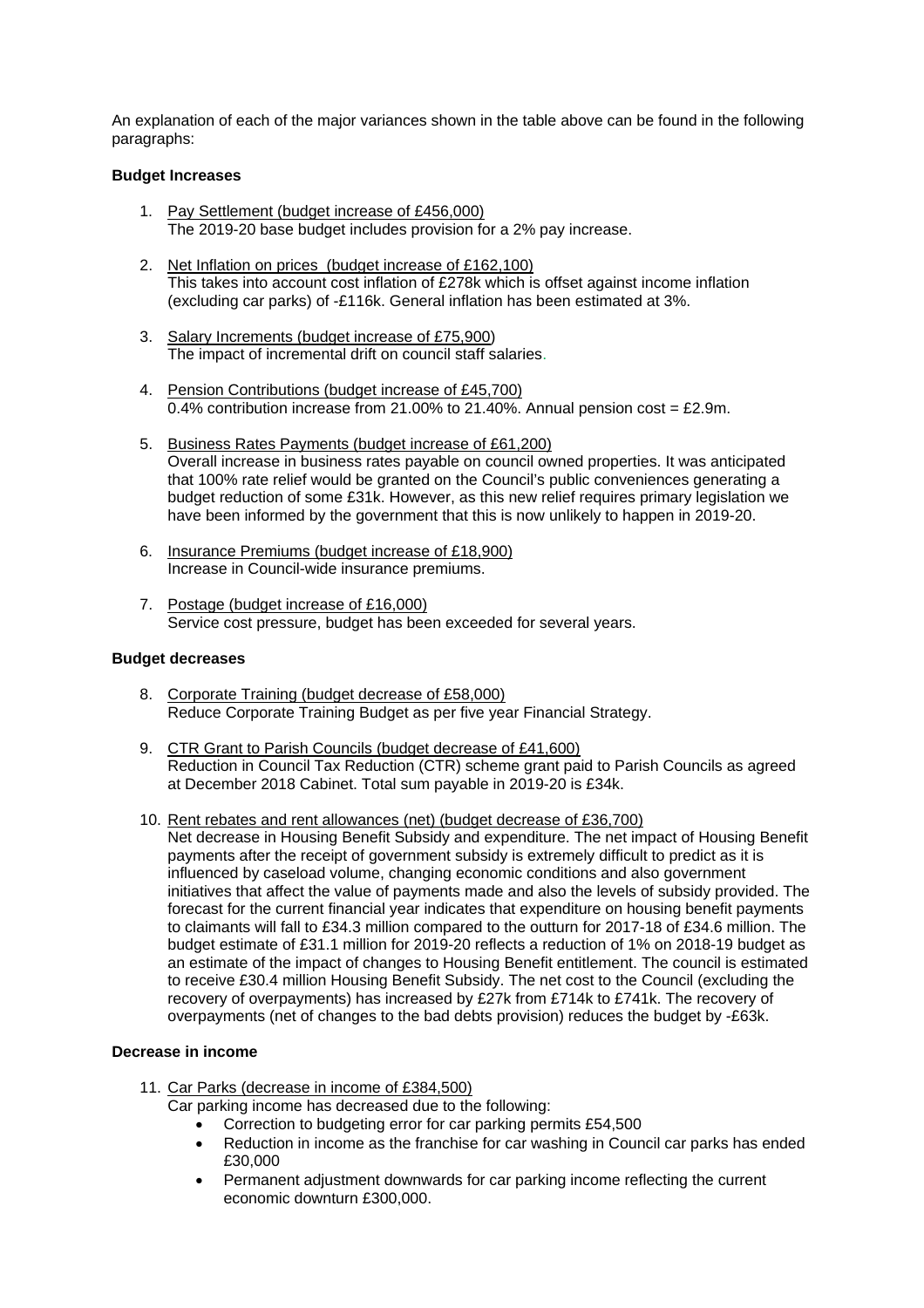An explanation of each of the major variances shown in the table above can be found in the following paragraphs:

**Budget Increases**

1. Pay Settlement (budget increase of £456,000)
   The 2019-20 base budget includes provision for a 2% pay increase.

2. Net Inflation on prices (budget increase of £162,100)
   This takes into account cost inflation of £278k which is offset against income inflation (excluding car parks) of -£116k. General inflation has been estimated at 3%.

3. Salary Increments (budget increase of £75,900)
   The impact of incremental drift on council staff salaries.

4. Pension Contributions (budget increase of £45,700)
   0.4% contribution increase from 21.00% to 21.40%. Annual pension cost = £2.9m.

5. Business Rates Payments (budget increase of £61,200)
   Overall increase in business rates payable on council owned properties. It was anticipated that 100% rate relief would be granted on the Council's public conveniences generating a budget reduction of some £31k. However, as this new relief requires primary legislation we have been informed by the government that this is now unlikely to happen in 2019-20.

6. Insurance Premiums (budget increase of £18,900)
   Increase in Council-wide insurance premiums.

7. Postage (budget increase of £16,000)
   Service cost pressure, budget has been exceeded for several years.

**Budget decreases**

8. Corporate Training (budget decrease of £58,000)
   Reduce Corporate Training Budget as per five year Financial Strategy.

9. CTR Grant to Parish Councils (budget decrease of £41,600)
   Reduction in Council Tax Reduction (CTR) scheme grant paid to Parish Councils as agreed at December 2018 Cabinet. Total sum payable in 2019-20 is £34k.

10. Rent rebates and rent allowances (net) (budget decrease of £36,700)
    Net decrease in Housing Benefit Subsidy and expenditure. The net impact of Housing Benefit payments after the receipt of government subsidy is extremely difficult to predict as it is influenced by caseload volume, changing economic conditions and also government initiatives that affect the value of payments made and also the levels of subsidy provided. The forecast for the current financial year indicates that expenditure on housing benefit payments to claimants will fall to £34.3 million compared to the outturn for 2017-18 of £34.6 million. The budget estimate of £31.1 million for 2019-20 reflects a reduction of 1% on 2018-19 budget as an estimate of the impact of changes to Housing Benefit entitlement. The council is estimated to receive £30.4 million Housing Benefit Subsidy. The net cost to the Council (excluding the recovery of overpayments) has increased by £27k from £714k to £741k. The recovery of overpayments (net of changes to the bad debts provision) reduces the budget by -£63k.

**Decrease in income**

11. Car Parks (decrease in income of £384,500)
    Car parking income has decreased due to the following:
    - Correction to budgeting error for car parking permits £54,500
    - Reduction in income as the franchise for car washing in Council car parks has ended £30,000
    - Permanent adjustment downwards for car parking income reflecting the current economic downturn £300,000.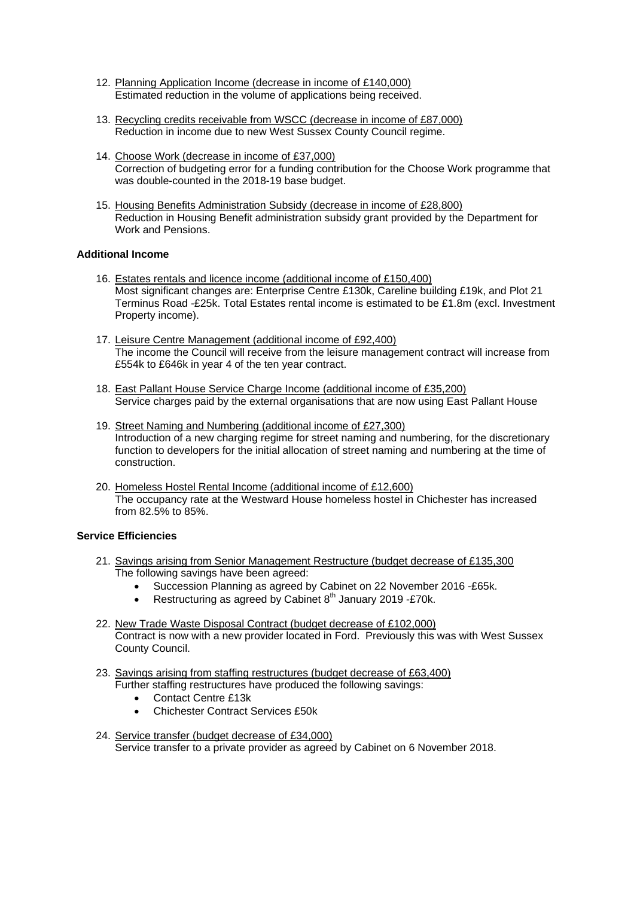12. Planning Application Income (decrease in income of £140,000)
    Estimated reduction in the volume of applications being received.

13. Recycling credits receivable from WSCC (decrease in income of £87,000)
    Reduction in income due to new West Sussex County Council regime.

14. Choose Work (decrease in income of £37,000)
    Correction of budgeting error for a funding contribution for the Choose Work programme that was double-counted in the 2018-19 base budget.

15. Housing Benefits Administration Subsidy (decrease in income of £28,800)
    Reduction in Housing Benefit administration subsidy grant provided by the Department for Work and Pensions.

**Additional Income**

16. Estates rentals and licence income (additional income of £150,400)
    Most significant changes are: Enterprise Centre £130k, Careline building £19k, and Plot 21 Terminus Road -£25k. Total Estates rental income is estimated to be £1.8m (excl. Investment Property income).

17. Leisure Centre Management (additional income of £92,400)
    The income the Council will receive from the leisure management contract will increase from £554k to £646k in year 4 of the ten year contract.

18. East Pallant House Service Charge Income (additional income of £35,200)
    Service charges paid by the external organisations that are now using East Pallant House

19. Street Naming and Numbering (additional income of £27,300)
    Introduction of a new charging regime for street naming and numbering, for the discretionary function to developers for the initial allocation of street naming and numbering at the time of construction.

20. Homeless Hostel Rental Income (additional income of £12,600)
    The occupancy rate at the Westward House homeless hostel in Chichester has increased from 82.5% to 85%.

**Service Efficiencies**

21. Savings arising from Senior Management Restructure (budget decrease of £135,300
    The following savings have been agreed:
    - Succession Planning as agreed by Cabinet on 22 November 2016 -£65k.
    - Restructuring as agreed by Cabinet 8th January 2019 -£70k.

22. New Trade Waste Disposal Contract (budget decrease of £102,000)
    Contract is now with a new provider located in Ford. Previously this was with West Sussex County Council.

23. Savings arising from staffing restructures (budget decrease of £63,400)
    Further staffing restructures have produced the following savings:
    - Contact Centre £13k
    - Chichester Contract Services £50k

24. Service transfer (budget decrease of £34,000)
    Service transfer to a private provider as agreed by Cabinet on 6 November 2018.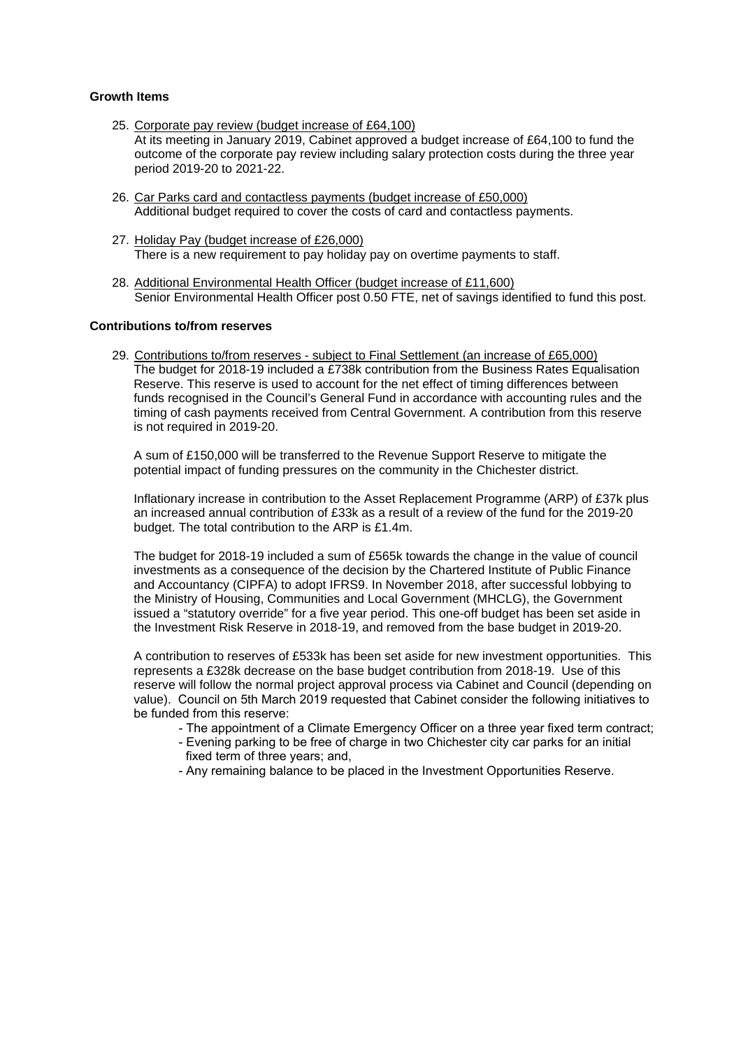**Growth Items**

25. Corporate pay review (budget increase of £64,100)
    At its meeting in January 2019, Cabinet approved a budget increase of £64,100 to fund the outcome of the corporate pay review including salary protection costs during the three year period 2019-20 to 2021-22.

26. Car Parks card and contactless payments (budget increase of £50,000)
    Additional budget required to cover the costs of card and contactless payments.

27. Holiday Pay (budget increase of £26,000)
    There is a new requirement to pay holiday pay on overtime payments to staff.

28. Additional Environmental Health Officer (budget increase of £11,600)
    Senior Environmental Health Officer post 0.50 FTE, net of savings identified to fund this post.

**Contributions to/from reserves**

29. Contributions to/from reserves - subject to Final Settlement (an increase of £65,000)
    The budget for 2018-19 included a £738k contribution from the Business Rates Equalisation Reserve. This reserve is used to account for the net effect of timing differences between funds recognised in the Council's General Fund in accordance with accounting rules and the timing of cash payments received from Central Government. A contribution from this reserve is not required in 2019-20.

    A sum of £150,000 will be transferred to the Revenue Support Reserve to mitigate the potential impact of funding pressures on the community in the Chichester district.

    Inflationary increase in contribution to the Asset Replacement Programme (ARP) of £37k plus an increased annual contribution of £33k as a result of a review of the fund for the 2019-20 budget. The total contribution to the ARP is £1.4m.

    The budget for 2018-19 included a sum of £565k towards the change in the value of council investments as a consequence of the decision by the Chartered Institute of Public Finance and Accountancy (CIPFA) to adopt IFRS9. In November 2018, after successful lobbying to the Ministry of Housing, Communities and Local Government (MHCLG), the Government issued a "statutory override" for a five year period. This one-off budget has been set aside in the Investment Risk Reserve in 2018-19, and removed from the base budget in 2019-20.

    A contribution to reserves of £533k has been set aside for new investment opportunities. This represents a £328k decrease on the base budget contribution from 2018-19. Use of this reserve will follow the normal project approval process via Cabinet and Council (depending on value). Council on 5th March 2019 requested that Cabinet consider the following initiatives to be funded from this reserve:

    - The appointment of a Climate Emergency Officer on a three year fixed term contract;
    - Evening parking to be free of charge in two Chichester city car parks for an initial fixed term of three years; and,
    - Any remaining balance to be placed in the Investment Opportunities Reserve.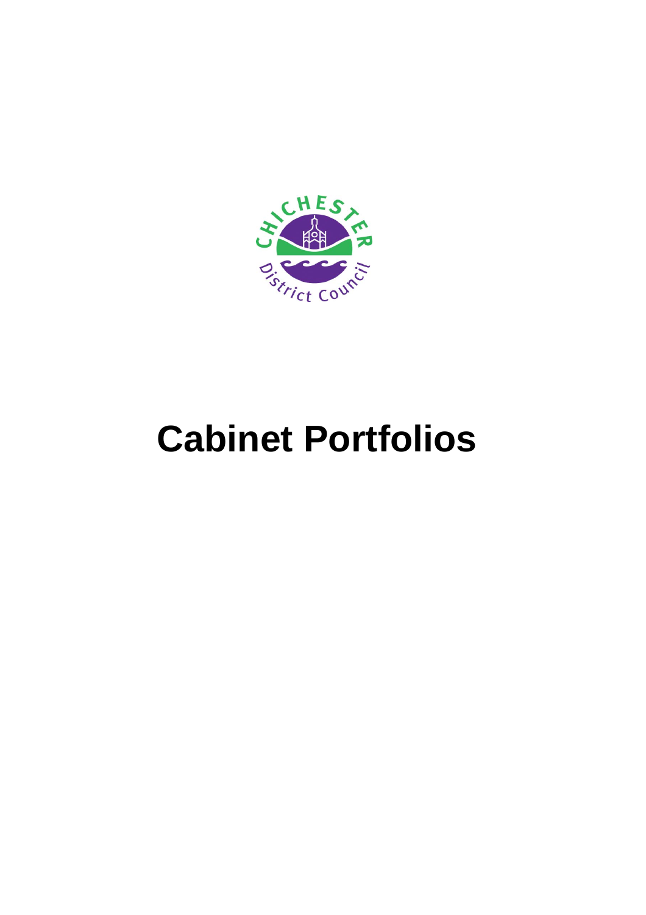# Cabinet Portfolios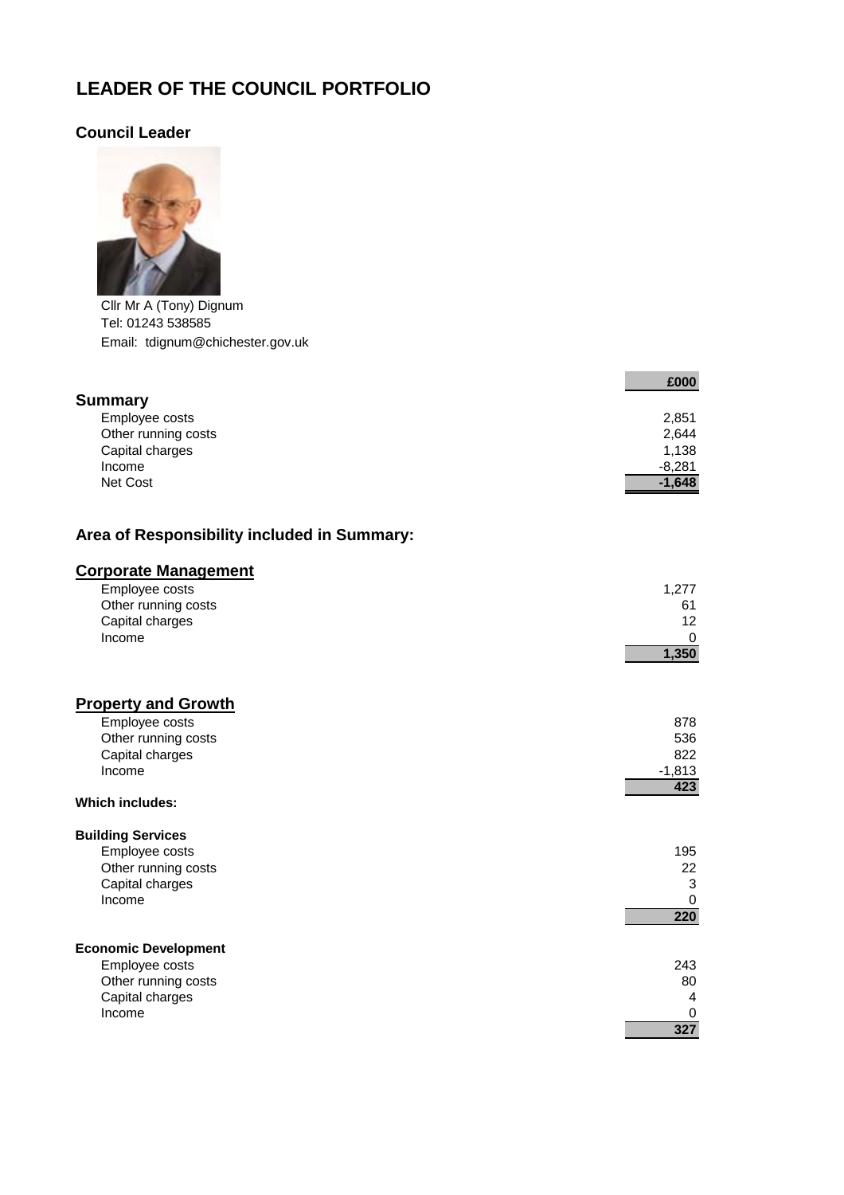# LEADER OF THE COUNCIL PORTFOLIO

## Council Leader

Cllr Mr A (Tony) Dignum
Tel: 01243 538585
Email: tdignum@chichester.gov.uk

| | £000 |
|---|---|
| **Summary** | |
| Employee costs | 2,851 |
| Other running costs | 2,644 |
| Capital charges | 1,138 |
| Income | -8,281 |
| Net Cost | **-1,648** |

## Area of Responsibility included in Summary:

### Corporate Management

| | |
|---|---|
| Employee costs | 1,277 |
| Other running costs | 61 |
| Capital charges | 12 |
| Income | 0 |
| | **1,350** |

### Property and Growth

| | |
|---|---|
| Employee costs | 878 |
| Other running costs | 536 |
| Capital charges | 822 |
| Income | -1,813 |
| | **423** |

**Which includes:**

**Building Services**

| | |
|---|---|
| Employee costs | 195 |
| Other running costs | 22 |
| Capital charges | 3 |
| Income | 0 |
| | **220** |

**Economic Development**

| | |
|---|---|
| Employee costs | 243 |
| Other running costs | 80 |
| Capital charges | 4 |
| Income | 0 |
| | **327** |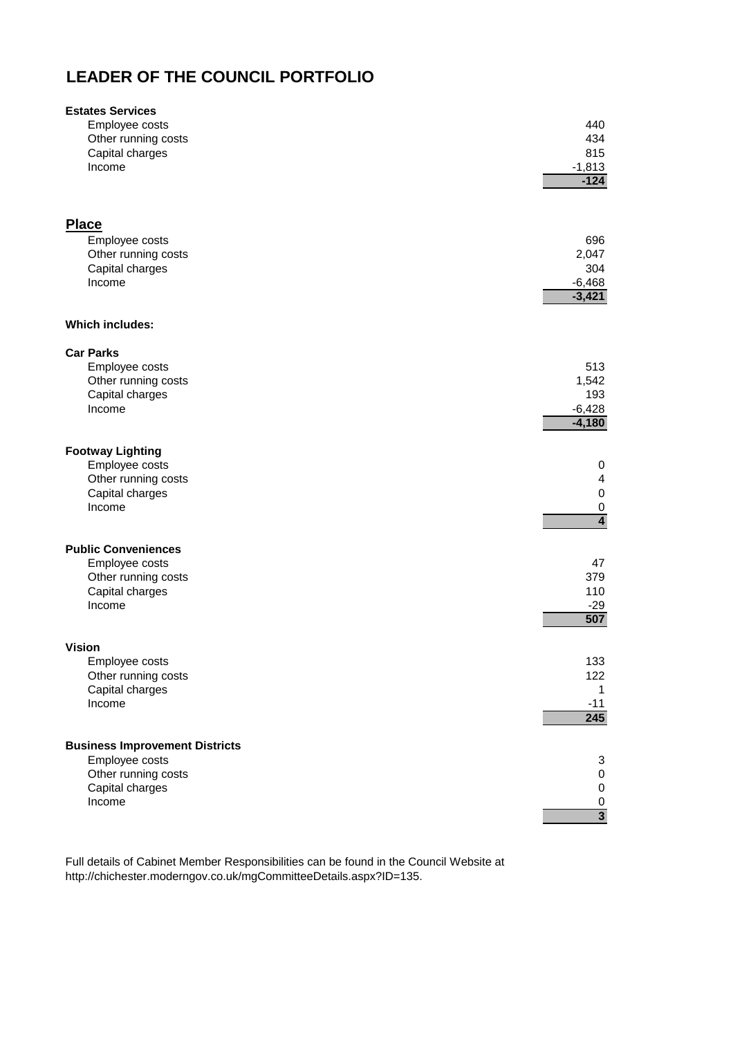# LEADER OF THE COUNCIL PORTFOLIO

**Estates Services**

| | |
|---|---|
| Employee costs | 440 |
| Other running costs | 434 |
| Capital charges | 815 |
| Income | -1,813 |
| | **-124** |

## Place

| | |
|---|---|
| Employee costs | 696 |
| Other running costs | 2,047 |
| Capital charges | 304 |
| Income | -6,468 |
| | **-3,421** |

**Which includes:**

**Car Parks**

| | |
|---|---|
| Employee costs | 513 |
| Other running costs | 1,542 |
| Capital charges | 193 |
| Income | -6,428 |
| | **-4,180** |

**Footway Lighting**

| | |
|---|---|
| Employee costs | 0 |
| Other running costs | 4 |
| Capital charges | 0 |
| Income | 0 |
| | **4** |

**Public Conveniences**

| | |
|---|---|
| Employee costs | 47 |
| Other running costs | 379 |
| Capital charges | 110 |
| Income | -29 |
| | **507** |

**Vision**

| | |
|---|---|
| Employee costs | 133 |
| Other running costs | 122 |
| Capital charges | 1 |
| Income | -11 |
| | **245** |

**Business Improvement Districts**

| | |
|---|---|
| Employee costs | 3 |
| Other running costs | 0 |
| Capital charges | 0 |
| Income | 0 |
| | **3** |

Full details of Cabinet Member Responsibilities can be found in the Council Website at http://chichester.moderngov.co.uk/mgCommitteeDetails.aspx?ID=135.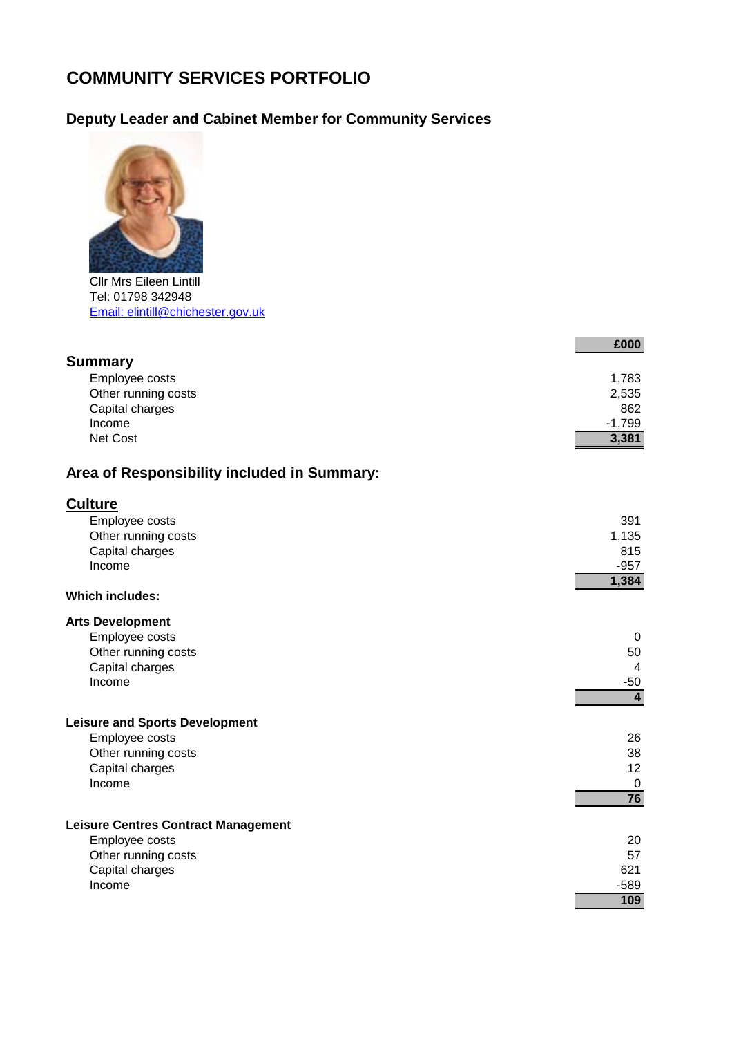# COMMUNITY SERVICES PORTFOLIO

## Deputy Leader and Cabinet Member for Community Services

Cllr Mrs Eileen Lintill
Tel: 01798 342948
[Email: elintill@chichester.gov.uk](mailto:elintill@chichester.gov.uk)

| | £000 |
|---|---|
| **Summary** | |
| Employee costs | 1,783 |
| Other running costs | 2,535 |
| Capital charges | 862 |
| Income | -1,799 |
| Net Cost | **3,381** |

## Area of Responsibility included in Summary:

### Culture

| | |
|---|---|
| Employee costs | 391 |
| Other running costs | 1,135 |
| Capital charges | 815 |
| Income | -957 |
| | **1,384** |

**Which includes:**

**Arts Development**

| | |
|---|---|
| Employee costs | 0 |
| Other running costs | 50 |
| Capital charges | 4 |
| Income | -50 |
| | **4** |

**Leisure and Sports Development**

| | |
|---|---|
| Employee costs | 26 |
| Other running costs | 38 |
| Capital charges | 12 |
| Income | 0 |
| | **76** |

**Leisure Centres Contract Management**

| | |
|---|---|
| Employee costs | 20 |
| Other running costs | 57 |
| Capital charges | 621 |
| Income | -589 |
| | **109** |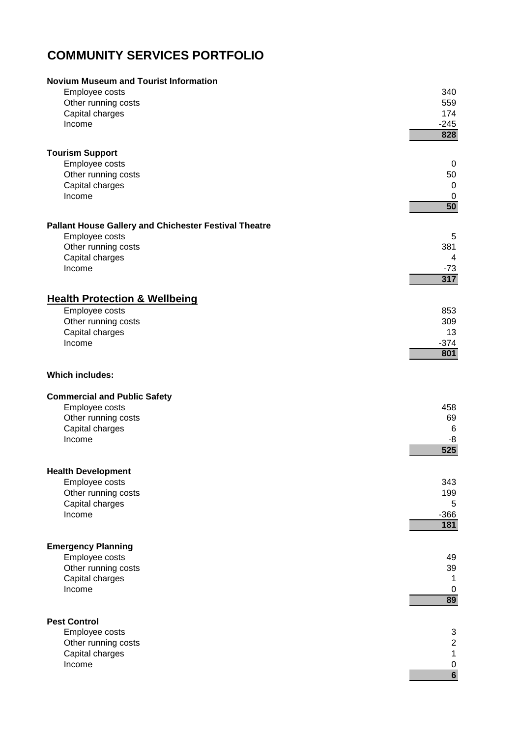# COMMUNITY SERVICES PORTFOLIO

**Novium Museum and Tourist Information**

| | |
|---|---:|
| Employee costs | 340 |
| Other running costs | 559 |
| Capital charges | 174 |
| Income | -245 |
| | **828** |

**Tourism Support**

| | |
|---|---:|
| Employee costs | 0 |
| Other running costs | 50 |
| Capital charges | 0 |
| Income | 0 |
| | **50** |

**Pallant House Gallery and Chichester Festival Theatre**

| | |
|---|---:|
| Employee costs | 5 |
| Other running costs | 381 |
| Capital charges | 4 |
| Income | -73 |
| | **317** |

## Health Protection & Wellbeing

| | |
|---|---:|
| Employee costs | 853 |
| Other running costs | 309 |
| Capital charges | 13 |
| Income | -374 |
| | **801** |

**Which includes:**

**Commercial and Public Safety**

| | |
|---|---:|
| Employee costs | 458 |
| Other running costs | 69 |
| Capital charges | 6 |
| Income | -8 |
| | **525** |

**Health Development**

| | |
|---|---:|
| Employee costs | 343 |
| Other running costs | 199 |
| Capital charges | 5 |
| Income | -366 |
| | **181** |

**Emergency Planning**

| | |
|---|---:|
| Employee costs | 49 |
| Other running costs | 39 |
| Capital charges | 1 |
| Income | 0 |
| | **89** |

**Pest Control**

| | |
|---|---:|
| Employee costs | 3 |
| Other running costs | 2 |
| Capital charges | 1 |
| Income | 0 |
| | **6** |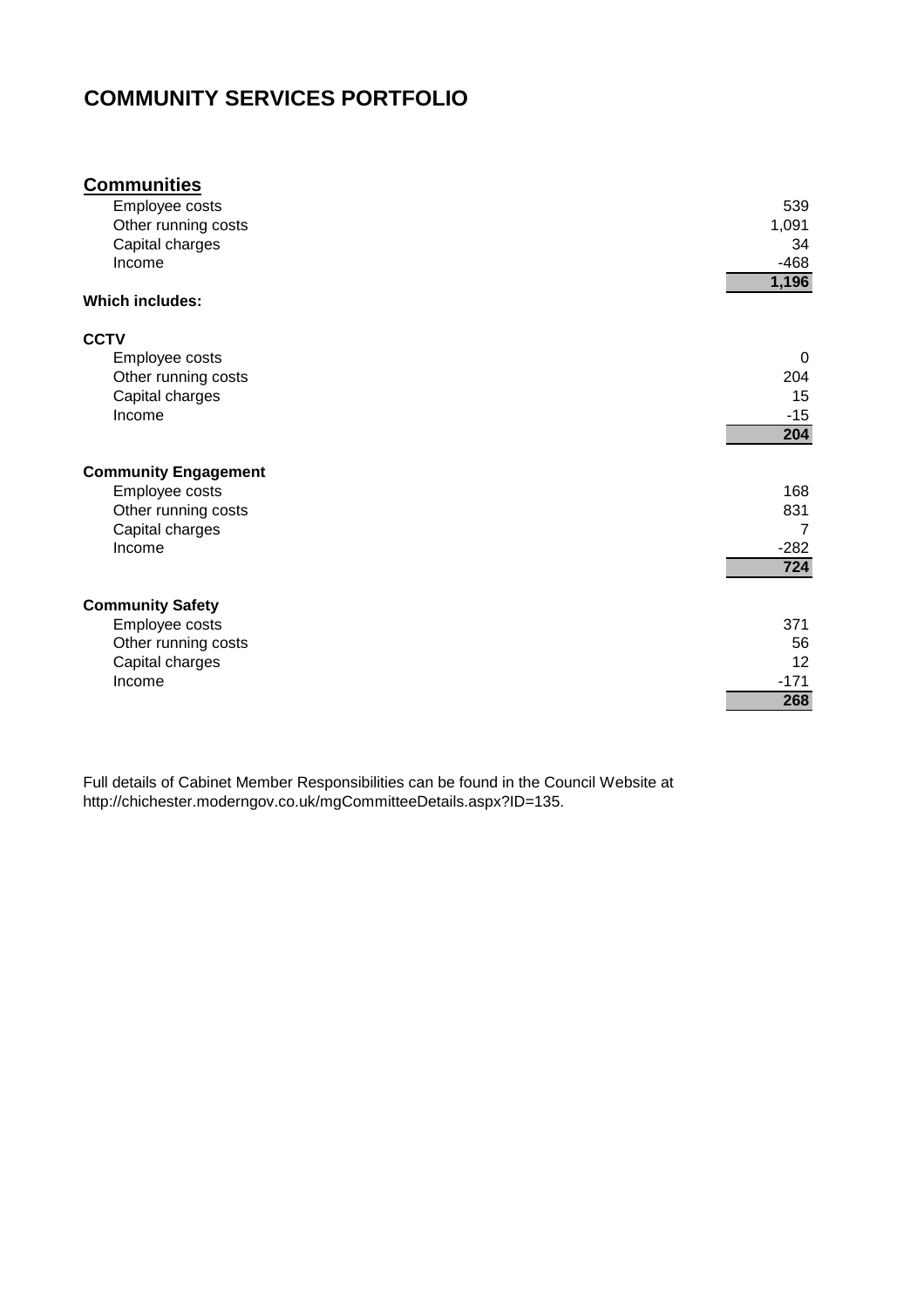# COMMUNITY SERVICES PORTFOLIO

## Communities

| | |
|---|---|
| Employee costs | 539 |
| Other running costs | 1,091 |
| Capital charges | 34 |
| Income | -468 |
| | **1,196** |

**Which includes:**

**CCTV**

| | |
|---|---|
| Employee costs | 0 |
| Other running costs | 204 |
| Capital charges | 15 |
| Income | -15 |
| | **204** |

**Community Engagement**

| | |
|---|---|
| Employee costs | 168 |
| Other running costs | 831 |
| Capital charges | 7 |
| Income | -282 |
| | **724** |

**Community Safety**

| | |
|---|---|
| Employee costs | 371 |
| Other running costs | 56 |
| Capital charges | 12 |
| Income | -171 |
| | **268** |

Full details of Cabinet Member Responsibilities can be found in the Council Website at http://chichester.moderngov.co.uk/mgCommitteeDetails.aspx?ID=135.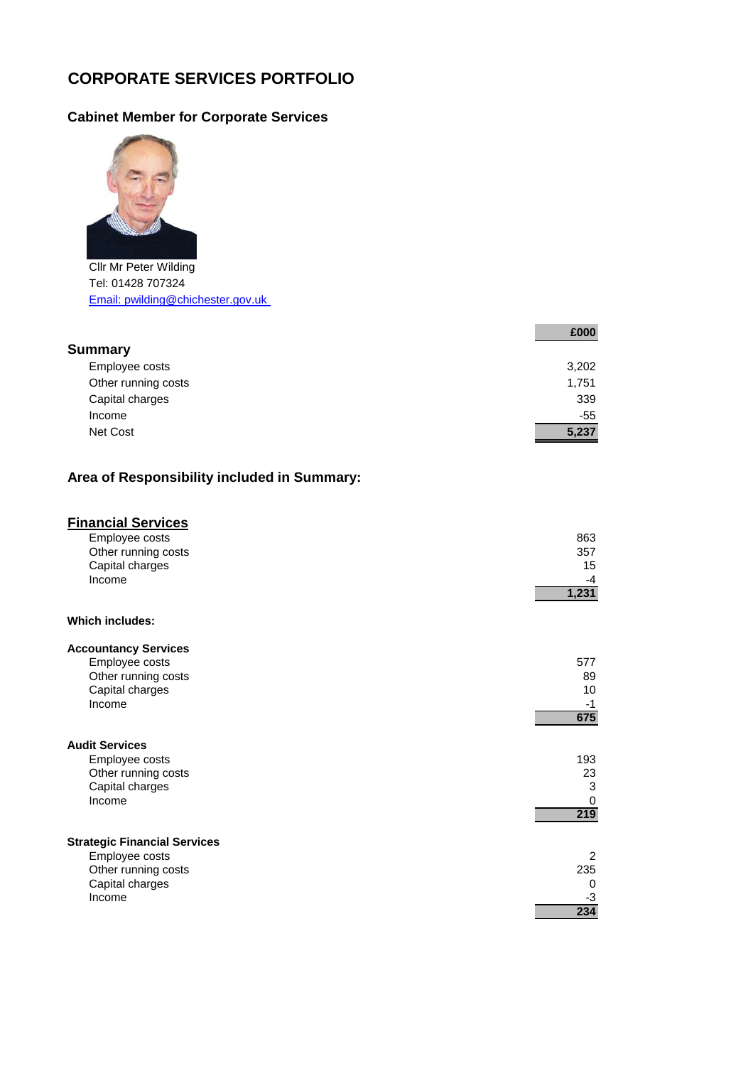# CORPORATE SERVICES PORTFOLIO

## Cabinet Member for Corporate Services

Cllr Mr Peter Wilding
Tel: 01428 707324
Email: pwilding@chichester.gov.uk

| | £000 |
|---|---|
| **Summary** | |
| Employee costs | 3,202 |
| Other running costs | 1,751 |
| Capital charges | 339 |
| Income | -55 |
| Net Cost | **5,237** |

## Area of Responsibility included in Summary:

### Financial Services

| | |
|---|---|
| Employee costs | 863 |
| Other running costs | 357 |
| Capital charges | 15 |
| Income | -4 |
| | **1,231** |

**Which includes:**

**Accountancy Services**

| | |
|---|---|
| Employee costs | 577 |
| Other running costs | 89 |
| Capital charges | 10 |
| Income | -1 |
| | **675** |

**Audit Services**

| | |
|---|---|
| Employee costs | 193 |
| Other running costs | 23 |
| Capital charges | 3 |
| Income | 0 |
| | **219** |

**Strategic Financial Services**

| | |
|---|---|
| Employee costs | 2 |
| Other running costs | 235 |
| Capital charges | 0 |
| Income | -3 |
| | **234** |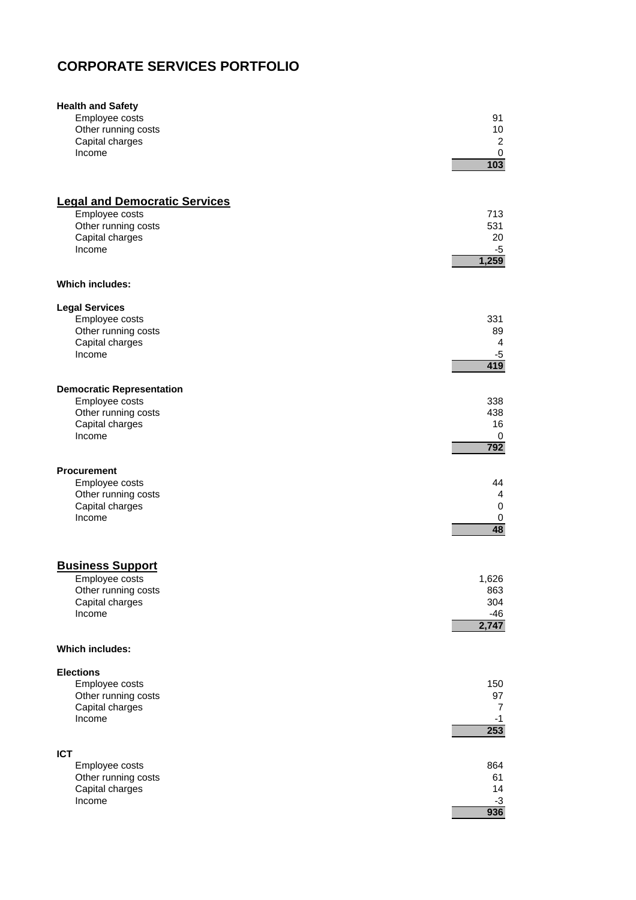# CORPORATE SERVICES PORTFOLIO

**Health and Safety**

| | |
|---|---:|
| Employee costs | 91 |
| Other running costs | 10 |
| Capital charges | 2 |
| Income | 0 |
| | **103** |

## Legal and Democratic Services

| | |
|---|---:|
| Employee costs | 713 |
| Other running costs | 531 |
| Capital charges | 20 |
| Income | -5 |
| | **1,259** |

**Which includes:**

**Legal Services**

| | |
|---|---:|
| Employee costs | 331 |
| Other running costs | 89 |
| Capital charges | 4 |
| Income | -5 |
| | **419** |

**Democratic Representation**

| | |
|---|---:|
| Employee costs | 338 |
| Other running costs | 438 |
| Capital charges | 16 |
| Income | 0 |
| | **792** |

**Procurement**

| | |
|---|---:|
| Employee costs | 44 |
| Other running costs | 4 |
| Capital charges | 0 |
| Income | 0 |
| | **48** |

## Business Support

| | |
|---|---:|
| Employee costs | 1,626 |
| Other running costs | 863 |
| Capital charges | 304 |
| Income | -46 |
| | **2,747** |

**Which includes:**

**Elections**

| | |
|---|---:|
| Employee costs | 150 |
| Other running costs | 97 |
| Capital charges | 7 |
| Income | -1 |
| | **253** |

**ICT**

| | |
|---|---:|
| Employee costs | 864 |
| Other running costs | 61 |
| Capital charges | 14 |
| Income | -3 |
| | **936** |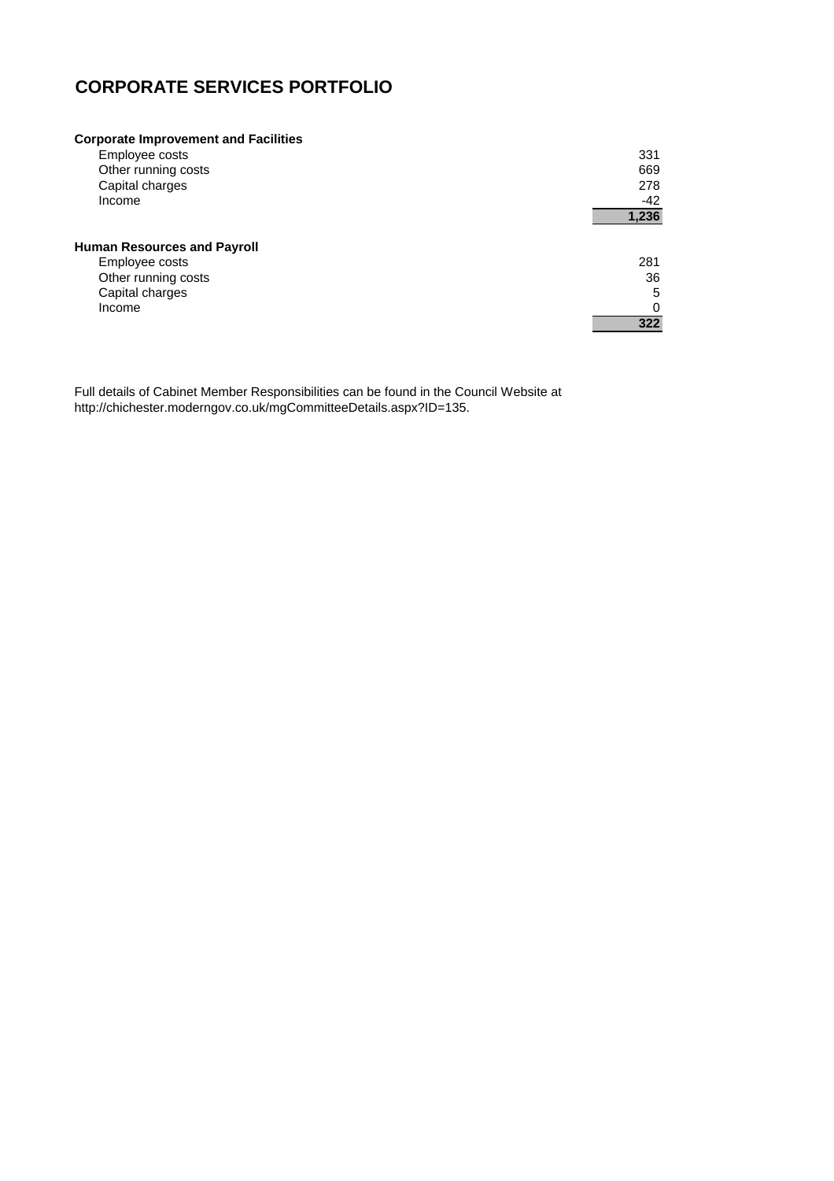# CORPORATE SERVICES PORTFOLIO

| **Corporate Improvement and Facilities** | |
|---|---|
| Employee costs | 331 |
| Other running costs | 669 |
| Capital charges | 278 |
| Income | -42 |
| | **1,236** |

| **Human Resources and Payroll** | |
|---|---|
| Employee costs | 281 |
| Other running costs | 36 |
| Capital charges | 5 |
| Income | 0 |
| | **322** |

Full details of Cabinet Member Responsibilities can be found in the Council Website at http://chichester.moderngov.co.uk/mgCommitteeDetails.aspx?ID=135.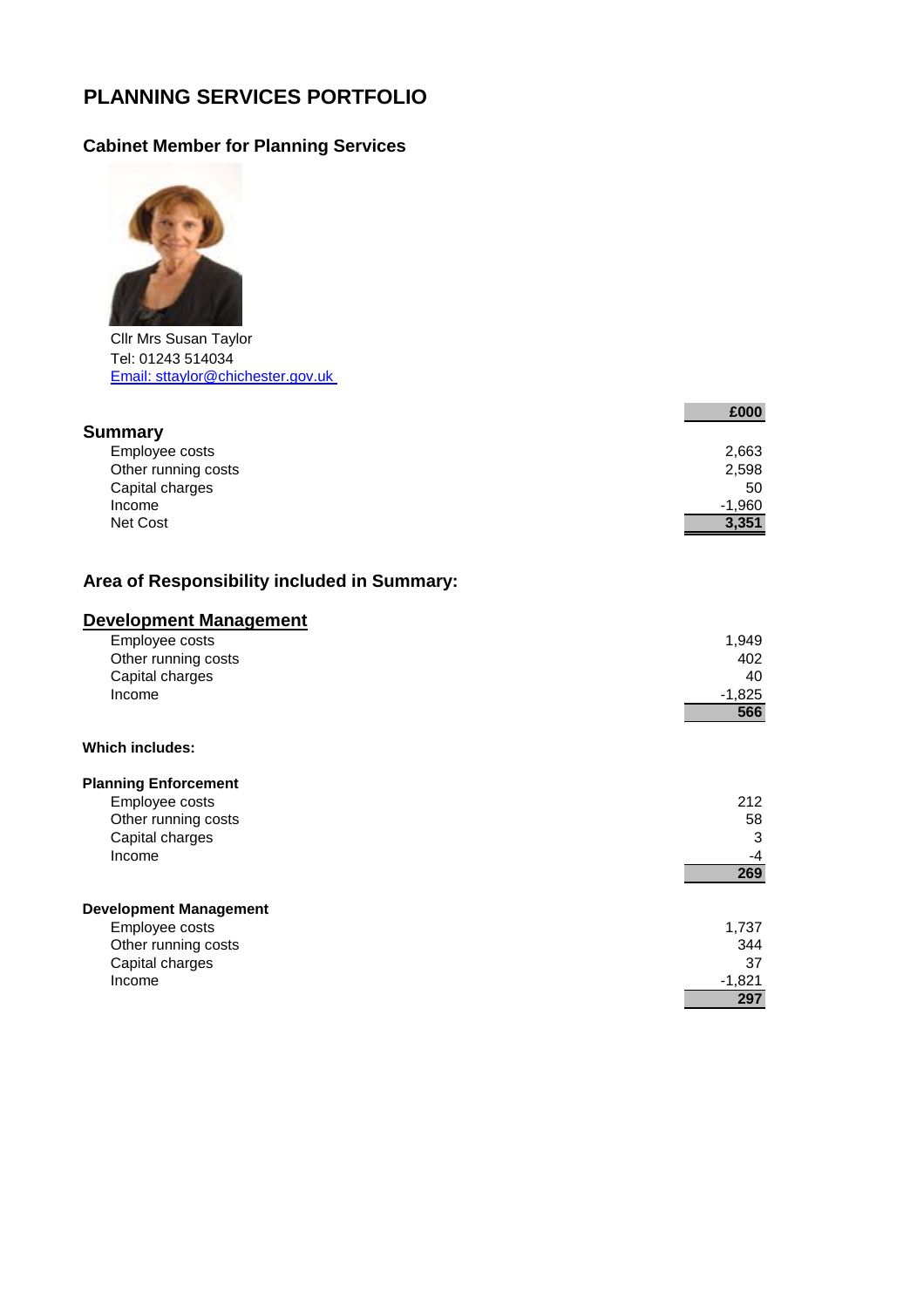# PLANNING SERVICES PORTFOLIO

## Cabinet Member for Planning Services

Cllr Mrs Susan Taylor
Tel: 01243 514034
Email: sttaylor@chichester.gov.uk

### Summary

| | £000 |
|---|---|
| Employee costs | 2,663 |
| Other running costs | 2,598 |
| Capital charges | 50 |
| Income | -1,960 |
| Net Cost | **3,351** |

## Area of Responsibility included in Summary:

### Development Management

| | £000 |
|---|---|
| Employee costs | 1,949 |
| Other running costs | 402 |
| Capital charges | 40 |
| Income | -1,825 |
| | **566** |

**Which includes:**

**Planning Enforcement**

| | £000 |
|---|---|
| Employee costs | 212 |
| Other running costs | 58 |
| Capital charges | 3 |
| Income | -4 |
| | **269** |

**Development Management**

| | £000 |
|---|---|
| Employee costs | 1,737 |
| Other running costs | 344 |
| Capital charges | 37 |
| Income | -1,821 |
| | **297** |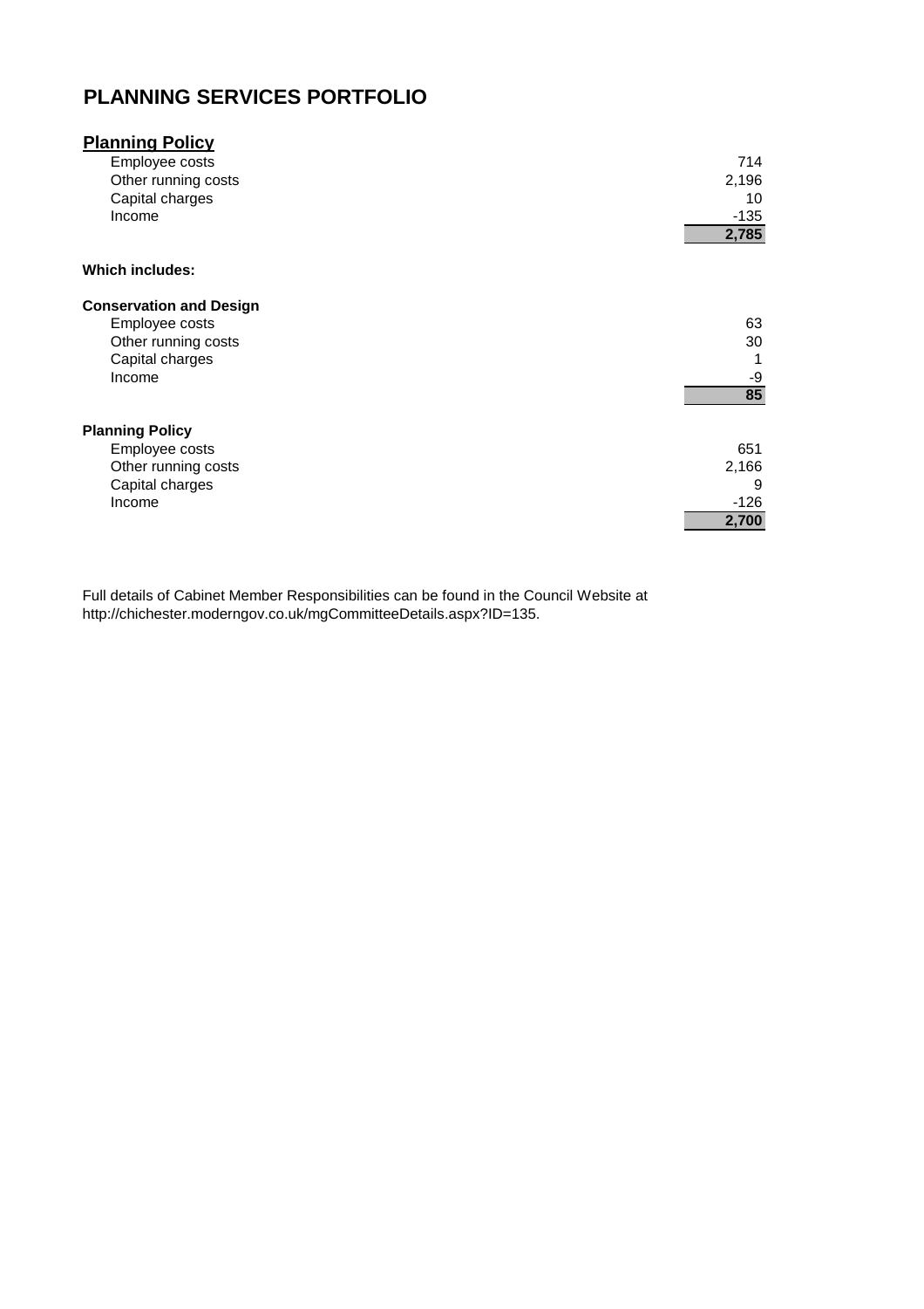# PLANNING SERVICES PORTFOLIO

## Planning Policy

| | |
|---|---|
| Employee costs | 714 |
| Other running costs | 2,196 |
| Capital charges | 10 |
| Income | -135 |
| | **2,785** |

**Which includes:**

**Conservation and Design**

| | |
|---|---|
| Employee costs | 63 |
| Other running costs | 30 |
| Capital charges | 1 |
| Income | -9 |
| | **85** |

**Planning Policy**

| | |
|---|---|
| Employee costs | 651 |
| Other running costs | 2,166 |
| Capital charges | 9 |
| Income | -126 |
| | **2,700** |

Full details of Cabinet Member Responsibilities can be found in the Council Website at http://chichester.moderngov.co.uk/mgCommitteeDetails.aspx?ID=135.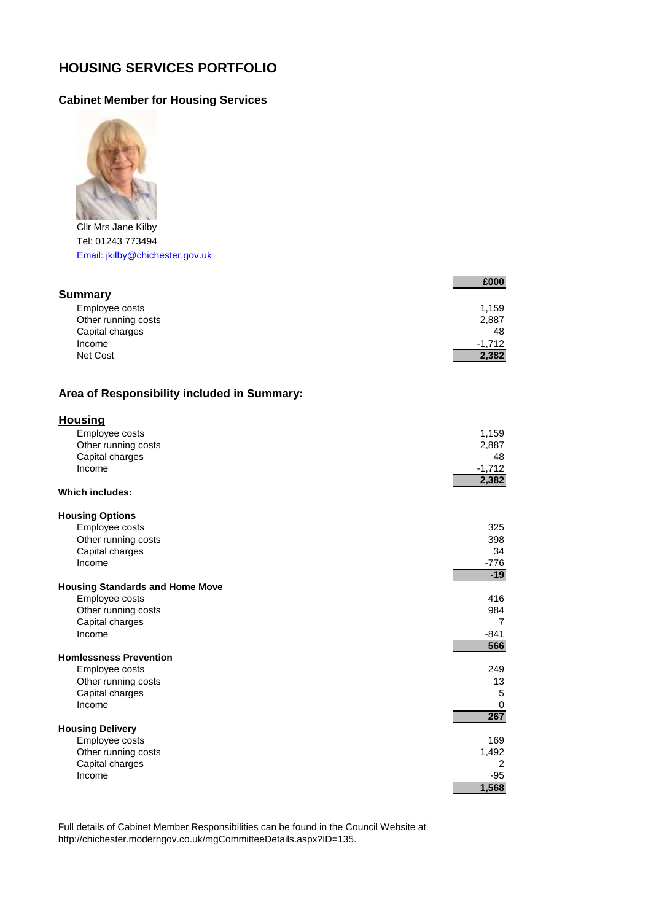# HOUSING SERVICES PORTFOLIO

## Cabinet Member for Housing Services

Cllr Mrs Jane Kilby
Tel: 01243 773494
Email: jkilby@chichester.gov.uk

| Summary | £000 |
| --- | --- |
| Employee costs | 1,159 |
| Other running costs | 2,887 |
| Capital charges | 48 |
| Income | -1,712 |
| **Net Cost** | **2,382** |

## Area of Responsibility included in Summary:

### Housing

| | £000 |
| --- | --- |
| Employee costs | 1,159 |
| Other running costs | 2,887 |
| Capital charges | 48 |
| Income | -1,712 |
| | **2,382** |

**Which includes:**

| **Housing Options** | |
| --- | --- |
| Employee costs | 325 |
| Other running costs | 398 |
| Capital charges | 34 |
| Income | -776 |
| | **-19** |
| **Housing Standards and Home Move** | |
| Employee costs | 416 |
| Other running costs | 984 |
| Capital charges | 7 |
| Income | -841 |
| | **566** |
| **Homlessness Prevention** | |
| Employee costs | 249 |
| Other running costs | 13 |
| Capital charges | 5 |
| Income | 0 |
| | **267** |
| **Housing Delivery** | |
| Employee costs | 169 |
| Other running costs | 1,492 |
| Capital charges | 2 |
| Income | -95 |
| | **1,568** |

Full details of Cabinet Member Responsibilities can be found in the Council Website at http://chichester.moderngov.co.uk/mgCommitteeDetails.aspx?ID=135.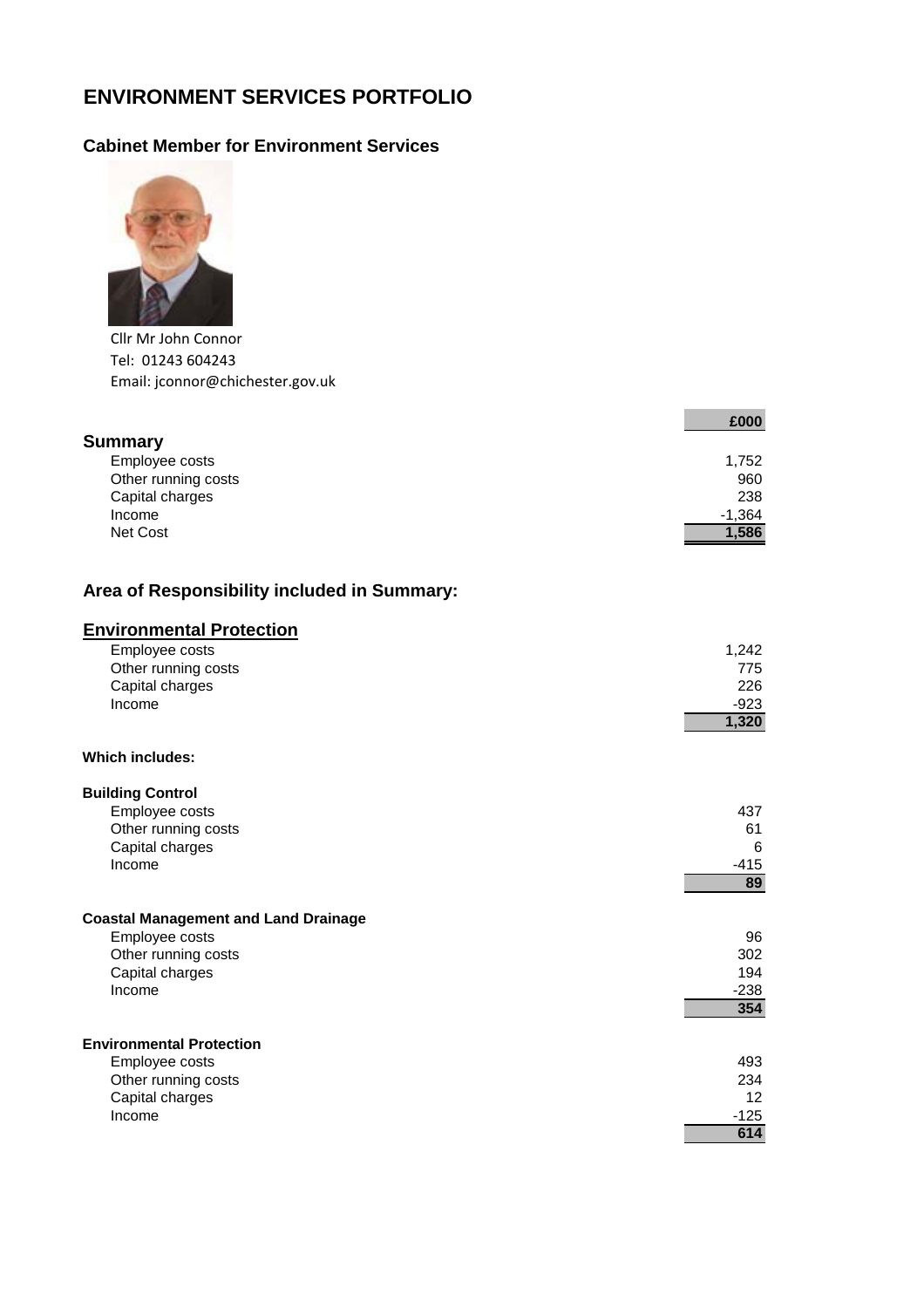# ENVIRONMENT SERVICES PORTFOLIO

## Cabinet Member for Environment Services

Cllr Mr John Connor
Tel: 01243 604243
Email: jconnor@chichester.gov.uk

| | £000 |
|---|---|
| **Summary** | |
| Employee costs | 1,752 |
| Other running costs | 960 |
| Capital charges | 238 |
| Income | -1,364 |
| Net Cost | **1,586** |

## Area of Responsibility included in Summary:

### Environmental Protection

| | |
|---|---|
| Employee costs | 1,242 |
| Other running costs | 775 |
| Capital charges | 226 |
| Income | -923 |
| | **1,320** |

**Which includes:**

**Building Control**

| | |
|---|---|
| Employee costs | 437 |
| Other running costs | 61 |
| Capital charges | 6 |
| Income | -415 |
| | **89** |

**Coastal Management and Land Drainage**

| | |
|---|---|
| Employee costs | 96 |
| Other running costs | 302 |
| Capital charges | 194 |
| Income | -238 |
| | **354** |

**Environmental Protection**

| | |
|---|---|
| Employee costs | 493 |
| Other running costs | 234 |
| Capital charges | 12 |
| Income | -125 |
| | **614** |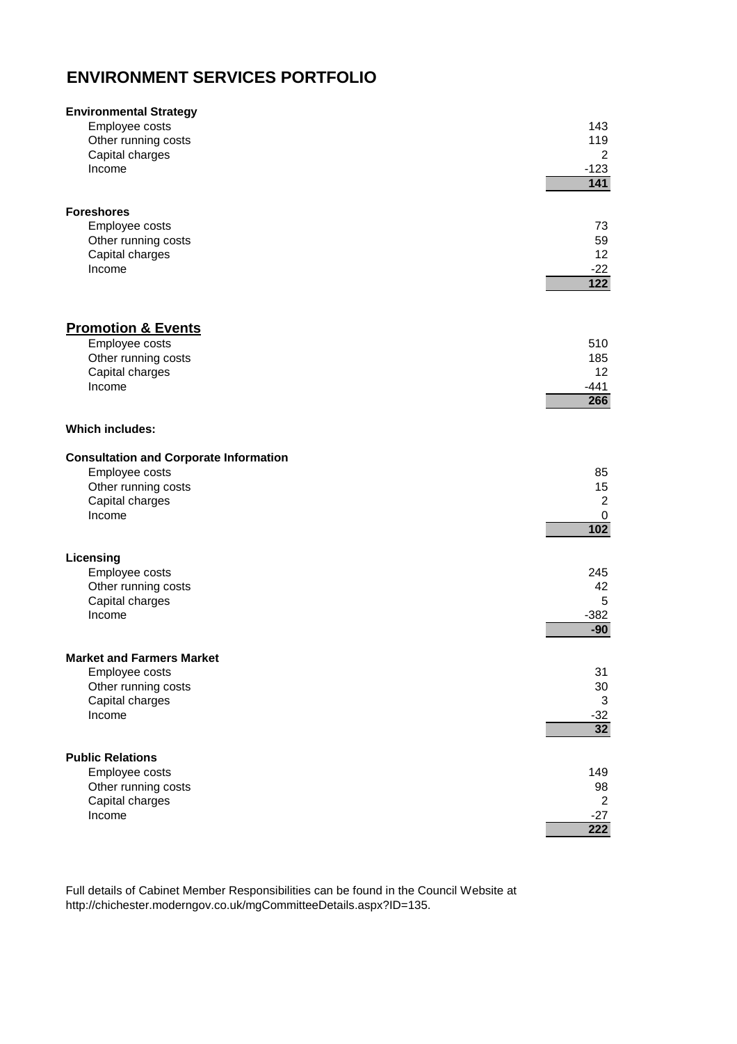# ENVIRONMENT SERVICES PORTFOLIO

**Environmental Strategy**

| | |
|---|---|
| Employee costs | 143 |
| Other running costs | 119 |
| Capital charges | 2 |
| Income | -123 |
| | **141** |

**Foreshores**

| | |
|---|---|
| Employee costs | 73 |
| Other running costs | 59 |
| Capital charges | 12 |
| Income | -22 |
| | **122** |

## Promotion & Events

| | |
|---|---|
| Employee costs | 510 |
| Other running costs | 185 |
| Capital charges | 12 |
| Income | -441 |
| | **266** |

**Which includes:**

**Consultation and Corporate Information**

| | |
|---|---|
| Employee costs | 85 |
| Other running costs | 15 |
| Capital charges | 2 |
| Income | 0 |
| | **102** |

**Licensing**

| | |
|---|---|
| Employee costs | 245 |
| Other running costs | 42 |
| Capital charges | 5 |
| Income | -382 |
| | **-90** |

**Market and Farmers Market**

| | |
|---|---|
| Employee costs | 31 |
| Other running costs | 30 |
| Capital charges | 3 |
| Income | -32 |
| | **32** |

**Public Relations**

| | |
|---|---|
| Employee costs | 149 |
| Other running costs | 98 |
| Capital charges | 2 |
| Income | -27 |
| | **222** |

Full details of Cabinet Member Responsibilities can be found in the Council Website at http://chichester.moderngov.co.uk/mgCommitteeDetails.aspx?ID=135.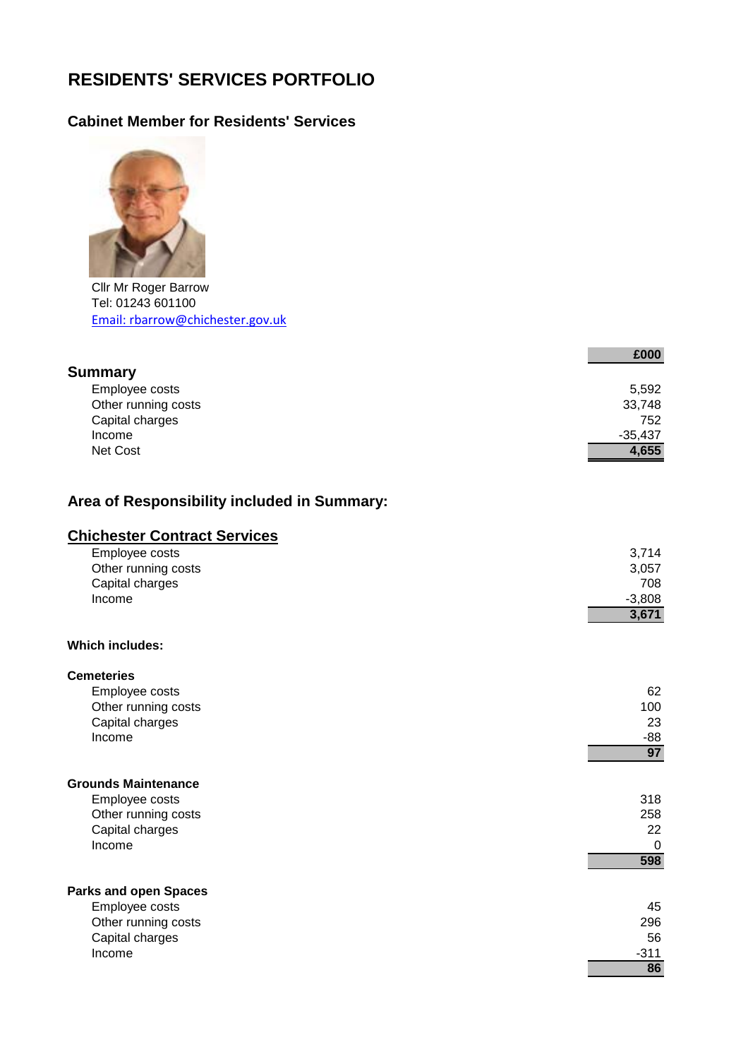# RESIDENTS' SERVICES PORTFOLIO

## Cabinet Member for Residents' Services

Cllr Mr Roger Barrow
Tel: 01243 601100
Email: rbarrow@chichester.gov.uk

| | £000 |
|---|---|
| **Summary** | |
| Employee costs | 5,592 |
| Other running costs | 33,748 |
| Capital charges | 752 |
| Income | -35,437 |
| Net Cost | **4,655** |

## Area of Responsibility included in Summary:

### Chichester Contract Services

| | |
|---|---|
| Employee costs | 3,714 |
| Other running costs | 3,057 |
| Capital charges | 708 |
| Income | -3,808 |
| | **3,671** |

**Which includes:**

**Cemeteries**

| | |
|---|---|
| Employee costs | 62 |
| Other running costs | 100 |
| Capital charges | 23 |
| Income | -88 |
| | **97** |

**Grounds Maintenance**

| | |
|---|---|
| Employee costs | 318 |
| Other running costs | 258 |
| Capital charges | 22 |
| Income | 0 |
| | **598** |

**Parks and open Spaces**

| | |
|---|---|
| Employee costs | 45 |
| Other running costs | 296 |
| Capital charges | 56 |
| Income | -311 |
| | **86** |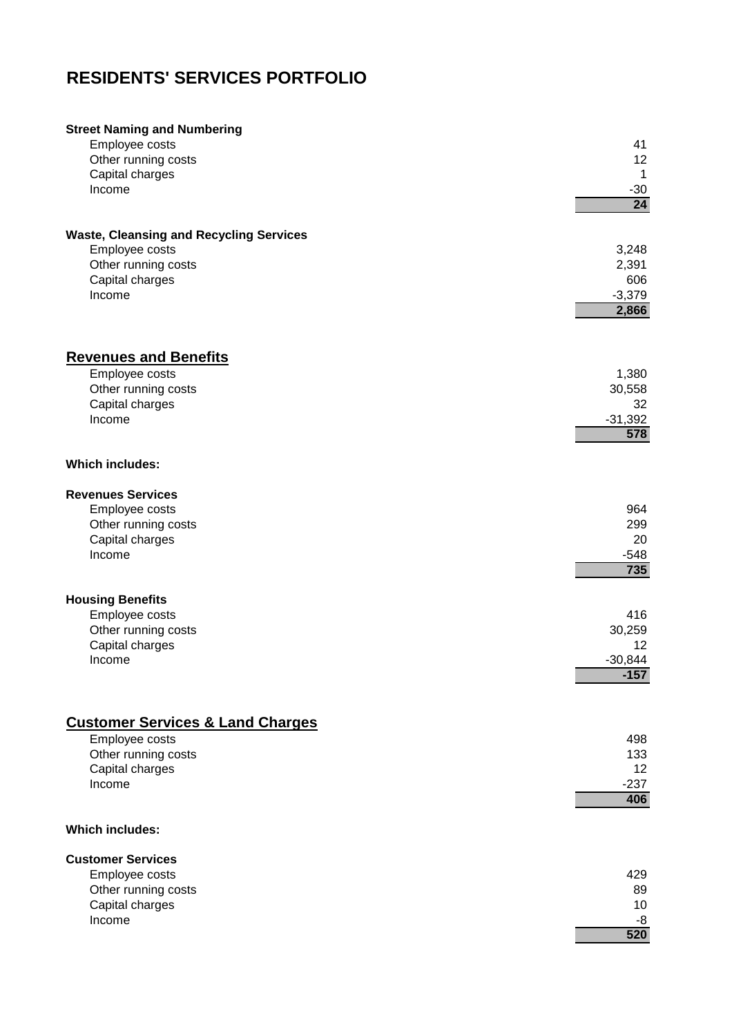# RESIDENTS' SERVICES PORTFOLIO

**Street Naming and Numbering**

| | |
|---|---:|
| Employee costs | 41 |
| Other running costs | 12 |
| Capital charges | 1 |
| Income | -30 |
| | **24** |

**Waste, Cleansing and Recycling Services**

| | |
|---|---:|
| Employee costs | 3,248 |
| Other running costs | 2,391 |
| Capital charges | 606 |
| Income | -3,379 |
| | **2,866** |

## Revenues and Benefits

| | |
|---|---:|
| Employee costs | 1,380 |
| Other running costs | 30,558 |
| Capital charges | 32 |
| Income | -31,392 |
| | **578** |

**Which includes:**

**Revenues Services**

| | |
|---|---:|
| Employee costs | 964 |
| Other running costs | 299 |
| Capital charges | 20 |
| Income | -548 |
| | **735** |

**Housing Benefits**

| | |
|---|---:|
| Employee costs | 416 |
| Other running costs | 30,259 |
| Capital charges | 12 |
| Income | -30,844 |
| | **-157** |

## Customer Services & Land Charges

| | |
|---|---:|
| Employee costs | 498 |
| Other running costs | 133 |
| Capital charges | 12 |
| Income | -237 |
| | **406** |

**Which includes:**

**Customer Services**

| | |
|---|---:|
| Employee costs | 429 |
| Other running costs | 89 |
| Capital charges | 10 |
| Income | -8 |
| | **520** |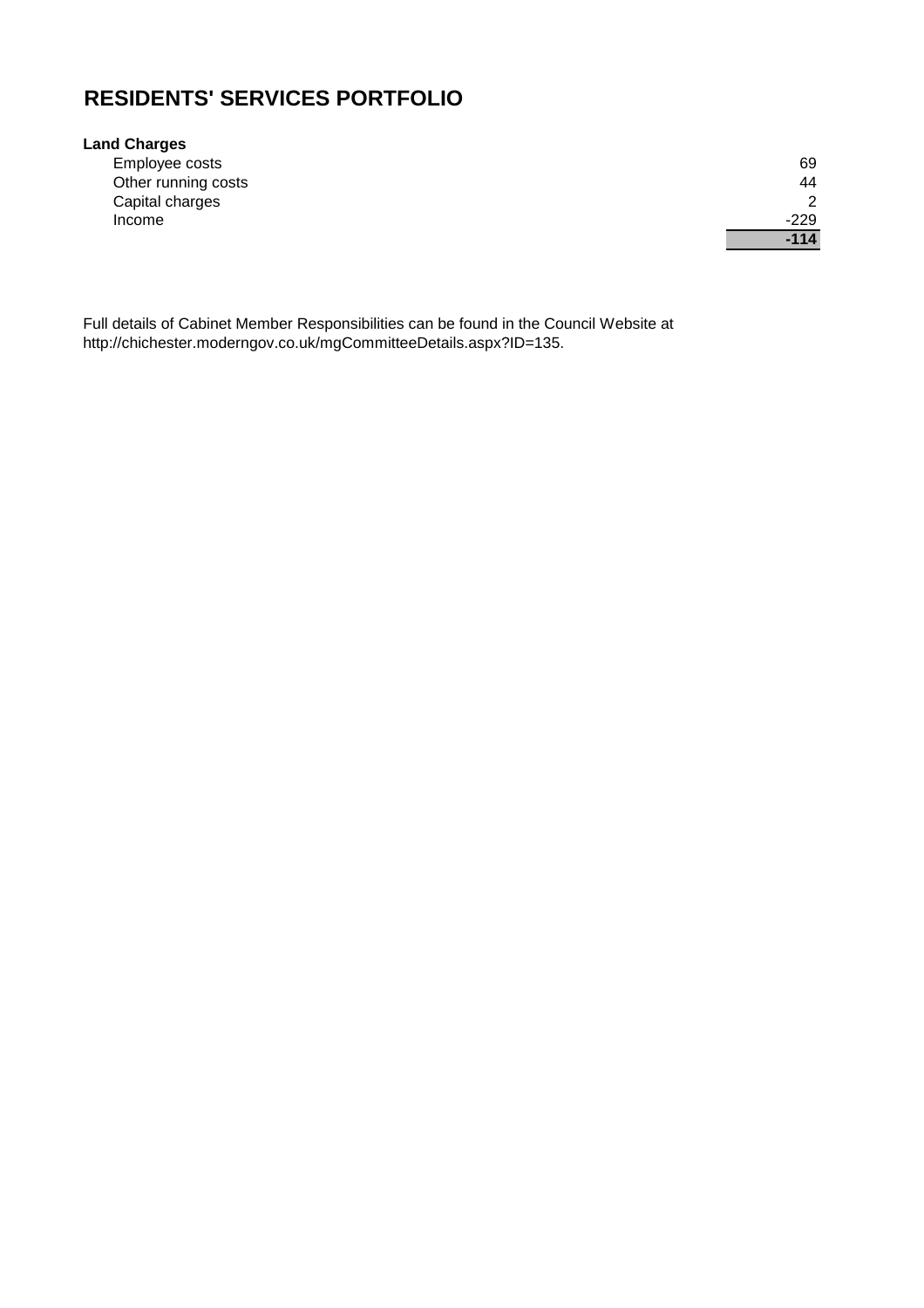# RESIDENTS' SERVICES PORTFOLIO

| **Land Charges** | |
|---|---|
| Employee costs | 69 |
| Other running costs | 44 |
| Capital charges | 2 |
| Income | -229 |
| | **-114** |

Full details of Cabinet Member Responsibilities can be found in the Council Website at http://chichester.moderngov.co.uk/mgCommitteeDetails.aspx?ID=135.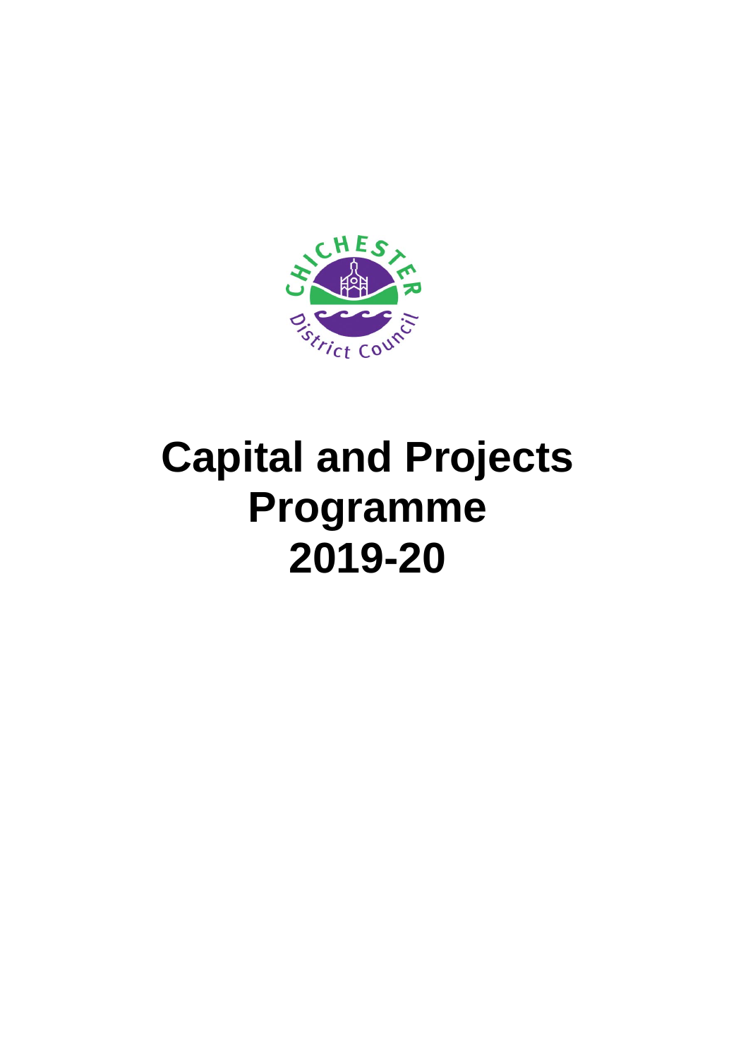# Capital and Projects Programme 2019-20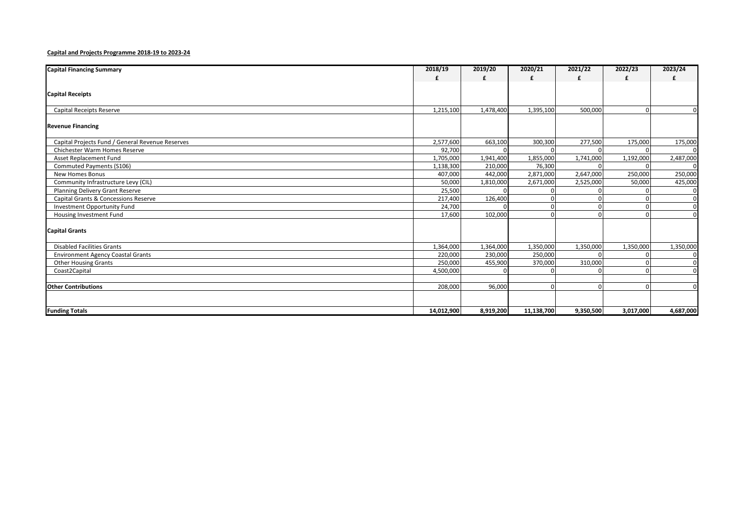**Capital and Projects Programme 2018-19 to 2023-24**

| Capital Financing Summary | 2018/19 | 2019/20 | 2020/21 | 2021/22 | 2022/23 | 2023/24 |
|---|---|---|---|---|---|---|
| | £ | £ | £ | £ | £ | £ |
| **Capital Receipts** | | | | | | |
| Capital Receipts Reserve | 1,215,100 | 1,478,400 | 1,395,100 | 500,000 | 0 | 0 |
| **Revenue Financing** | | | | | | |
| Capital Projects Fund / General Revenue Reserves | 2,577,600 | 663,100 | 300,300 | 277,500 | 175,000 | 175,000 |
| Chichester Warm Homes Reserve | 92,700 | 0 | 0 | 0 | 0 | 0 |
| Asset Replacement Fund | 1,705,000 | 1,941,400 | 1,855,000 | 1,741,000 | 1,192,000 | 2,487,000 |
| Commuted Payments (S106) | 1,138,300 | 210,000 | 76,300 | 0 | 0 | 0 |
| New Homes Bonus | 407,000 | 442,000 | 2,871,000 | 2,647,000 | 250,000 | 250,000 |
| Community Infrastructure Levy (CIL) | 50,000 | 1,810,000 | 2,671,000 | 2,525,000 | 50,000 | 425,000 |
| Planning Delivery Grant Reserve | 25,500 | 0 | 0 | 0 | 0 | 0 |
| Capital Grants & Concessions Reserve | 217,400 | 126,400 | 0 | 0 | 0 | 0 |
| Investment Opportunity Fund | 24,700 | 0 | 0 | 0 | 0 | 0 |
| Housing Investment Fund | 17,600 | 102,000 | 0 | 0 | 0 | 0 |
| **Capital Grants** | | | | | | |
| Disabled Facilities Grants | 1,364,000 | 1,364,000 | 1,350,000 | 1,350,000 | 1,350,000 | 1,350,000 |
| Environment Agency Coastal Grants | 220,000 | 230,000 | 250,000 | 0 | 0 | 0 |
| Other Housing Grants | 250,000 | 455,900 | 370,000 | 310,000 | 0 | 0 |
| Coast2Capital | 4,500,000 | 0 | 0 | 0 | 0 | 0 |
| **Other Contributions** | 208,000 | 96,000 | 0 | 0 | 0 | 0 |
| **Funding Totals** | **14,012,900** | **8,919,200** | **11,138,700** | **9,350,500** | **3,017,000** | **4,687,000** |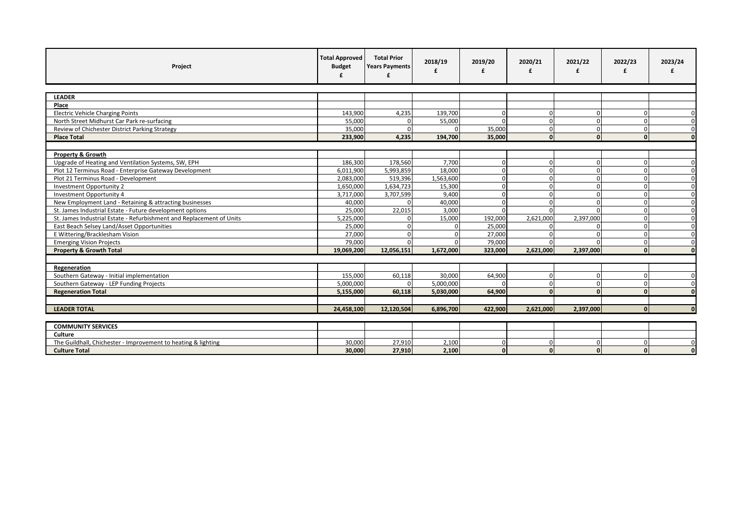| Project | Total Approved Budget £ | Total Prior Years Payments £ | 2018/19 £ | 2019/20 £ | 2020/21 £ | 2021/22 £ | 2022/23 £ | 2023/24 £ |
|---|---|---|---|---|---|---|---|---|
| **LEADER** | | | | | | | | |
| **Place** | | | | | | | | |
| Electric Vehicle Charging Points | 143,900 | 4,235 | 139,700 | 0 | 0 | 0 | 0 | 0 |
| North Street Midhurst Car Park re-surfacing | 55,000 | 0 | 55,000 | 0 | 0 | 0 | 0 | 0 |
| Review of Chichester District Parking Strategy | 35,000 | 0 | 0 | 35,000 | 0 | 0 | 0 | 0 |
| **Place Total** | **233,900** | **4,235** | **194,700** | **35,000** | **0** | **0** | **0** | **0** |
| **Property & Growth** | | | | | | | | |
| Upgrade of Heating and Ventilation Systems, SW, EPH | 186,300 | 178,560 | 7,700 | 0 | 0 | 0 | 0 | 0 |
| Plot 12 Terminus Road - Enterprise Gateway Development | 6,011,900 | 5,993,859 | 18,000 | 0 | 0 | 0 | 0 | 0 |
| Plot 21 Terminus Road - Development | 2,083,000 | 519,396 | 1,563,600 | 0 | 0 | 0 | 0 | 0 |
| Investment Opportunity 2 | 1,650,000 | 1,634,723 | 15,300 | 0 | 0 | 0 | 0 | 0 |
| Investment Opportunity 4 | 3,717,000 | 3,707,599 | 9,400 | 0 | 0 | 0 | 0 | 0 |
| New Employment Land - Retaining & attracting businesses | 40,000 | 0 | 40,000 | 0 | 0 | 0 | 0 | 0 |
| St. James Industrial Estate - Future development options | 25,000 | 22,015 | 3,000 | 0 | 0 | 0 | 0 | 0 |
| St. James Industrial Estate - Refurbishment and Replacement of Units | 5,225,000 | 0 | 15,000 | 192,000 | 2,621,000 | 2,397,000 | 0 | 0 |
| East Beach Selsey Land/Asset Opportunities | 25,000 | 0 | 0 | 25,000 | 0 | 0 | 0 | 0 |
| E Wittering/Bracklesham Vision | 27,000 | 0 | 0 | 27,000 | 0 | 0 | 0 | 0 |
| Emerging Vision Projects | 79,000 | 0 | 0 | 79,000 | 0 | 0 | 0 | 0 |
| **Property & Growth Total** | **19,069,200** | **12,056,151** | **1,672,000** | **323,000** | **2,621,000** | **2,397,000** | **0** | **0** |
| **Regeneration** | | | | | | | | |
| Southern Gateway - Initial implementation | 155,000 | 60,118 | 30,000 | 64,900 | 0 | 0 | 0 | 0 |
| Southern Gateway - LEP Funding Projects | 5,000,000 | 0 | 5,000,000 | 0 | 0 | 0 | 0 | 0 |
| **Regeneration Total** | **5,155,000** | **60,118** | **5,030,000** | **64,900** | **0** | **0** | **0** | **0** |
| **LEADER TOTAL** | **24,458,100** | **12,120,504** | **6,896,700** | **422,900** | **2,621,000** | **2,397,000** | **0** | **0** |
| **COMMUNITY SERVICES** | | | | | | | | |
| **Culture** | | | | | | | | |
| The Guildhall, Chichester - Improvement to heating & lighting | 30,000 | 27,910 | 2,100 | 0 | 0 | 0 | 0 | 0 |
| **Culture Total** | **30,000** | **27,910** | **2,100** | **0** | **0** | **0** | **0** | **0** |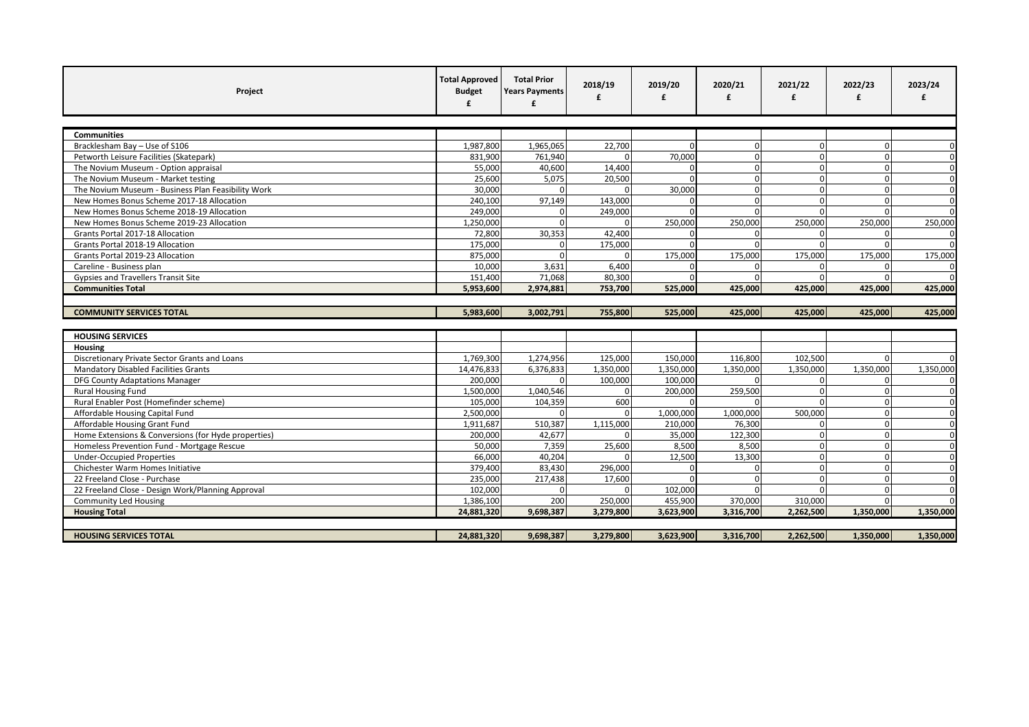| Project | Total Approved Budget £ | Total Prior Years Payments £ | 2018/19 £ | 2019/20 £ | 2020/21 £ | 2021/22 £ | 2022/23 £ | 2023/24 £ |
|---|---|---|---|---|---|---|---|---|
| **Communities** | | | | | | | | |
| Bracklesham Bay – Use of S106 | 1,987,800 | 1,965,065 | 22,700 | 0 | 0 | 0 | 0 | 0 |
| Petworth Leisure Facilities (Skatepark) | 831,900 | 761,940 | 0 | 70,000 | 0 | 0 | 0 | 0 |
| The Novium Museum - Option appraisal | 55,000 | 40,600 | 14,400 | 0 | 0 | 0 | 0 | 0 |
| The Novium Museum - Market testing | 25,600 | 5,075 | 20,500 | 0 | 0 | 0 | 0 | 0 |
| The Novium Museum - Business Plan Feasibility Work | 30,000 | 0 | 0 | 30,000 | 0 | 0 | 0 | 0 |
| New Homes Bonus Scheme 2017-18 Allocation | 240,100 | 97,149 | 143,000 | 0 | 0 | 0 | 0 | 0 |
| New Homes Bonus Scheme 2018-19 Allocation | 249,000 | 0 | 249,000 | 0 | 0 | 0 | 0 | 0 |
| New Homes Bonus Scheme 2019-23 Allocation | 1,250,000 | 0 | 0 | 250,000 | 250,000 | 250,000 | 250,000 | 250,000 |
| Grants Portal 2017-18 Allocation | 72,800 | 30,353 | 42,400 | 0 | 0 | 0 | 0 | 0 |
| Grants Portal 2018-19 Allocation | 175,000 | 0 | 175,000 | 0 | 0 | 0 | 0 | 0 |
| Grants Portal 2019-23 Allocation | 875,000 | 0 | 0 | 175,000 | 175,000 | 175,000 | 175,000 | 175,000 |
| Careline - Business plan | 10,000 | 3,631 | 6,400 | 0 | 0 | 0 | 0 | 0 |
| Gypsies and Travellers Transit Site | 151,400 | 71,068 | 80,300 | 0 | 0 | 0 | 0 | 0 |
| **Communities Total** | **5,953,600** | **2,974,881** | **753,700** | **525,000** | **425,000** | **425,000** | **425,000** | **425,000** |
| | | | | | | | | |
| **COMMUNITY SERVICES TOTAL** | **5,983,600** | **3,002,791** | **755,800** | **525,000** | **425,000** | **425,000** | **425,000** | **425,000** |

| Project | Total Approved Budget £ | Total Prior Years Payments £ | 2018/19 £ | 2019/20 £ | 2020/21 £ | 2021/22 £ | 2022/23 £ | 2023/24 £ |
|---|---|---|---|---|---|---|---|---|
| **HOUSING SERVICES** | | | | | | | | |
| **Housing** | | | | | | | | |
| Discretionary Private Sector Grants and Loans | 1,769,300 | 1,274,956 | 125,000 | 150,000 | 116,800 | 102,500 | 0 | 0 |
| Mandatory Disabled Facilities Grants | 14,476,833 | 6,376,833 | 1,350,000 | 1,350,000 | 1,350,000 | 1,350,000 | 1,350,000 | 1,350,000 |
| DFG County Adaptations Manager | 200,000 | 0 | 100,000 | 100,000 | 0 | 0 | 0 | 0 |
| Rural Housing Fund | 1,500,000 | 1,040,546 | 0 | 200,000 | 259,500 | 0 | 0 | 0 |
| Rural Enabler Post (Homefinder scheme) | 105,000 | 104,359 | 600 | 0 | 0 | 0 | 0 | 0 |
| Affordable Housing Capital Fund | 2,500,000 | 0 | 0 | 1,000,000 | 1,000,000 | 500,000 | 0 | 0 |
| Affordable Housing Grant Fund | 1,911,687 | 510,387 | 1,115,000 | 210,000 | 76,300 | 0 | 0 | 0 |
| Home Extensions & Conversions (for Hyde properties) | 200,000 | 42,677 | 0 | 35,000 | 122,300 | 0 | 0 | 0 |
| Homeless Prevention Fund - Mortgage Rescue | 50,000 | 7,359 | 25,600 | 8,500 | 8,500 | 0 | 0 | 0 |
| Under-Occupied Properties | 66,000 | 40,204 | 0 | 12,500 | 13,300 | 0 | 0 | 0 |
| Chichester Warm Homes Initiative | 379,400 | 83,430 | 296,000 | 0 | 0 | 0 | 0 | 0 |
| 22 Freeland Close - Purchase | 235,000 | 217,438 | 17,600 | 0 | 0 | 0 | 0 | 0 |
| 22 Freeland Close - Design Work/Planning Approval | 102,000 | 0 | 0 | 102,000 | 0 | 0 | 0 | 0 |
| Community Led Housing | 1,386,100 | 200 | 250,000 | 455,900 | 370,000 | 310,000 | 0 | 0 |
| **Housing Total** | **24,881,320** | **9,698,387** | **3,279,800** | **3,623,900** | **3,316,700** | **2,262,500** | **1,350,000** | **1,350,000** |
| | | | | | | | | |
| **HOUSING SERVICES TOTAL** | **24,881,320** | **9,698,387** | **3,279,800** | **3,623,900** | **3,316,700** | **2,262,500** | **1,350,000** | **1,350,000** |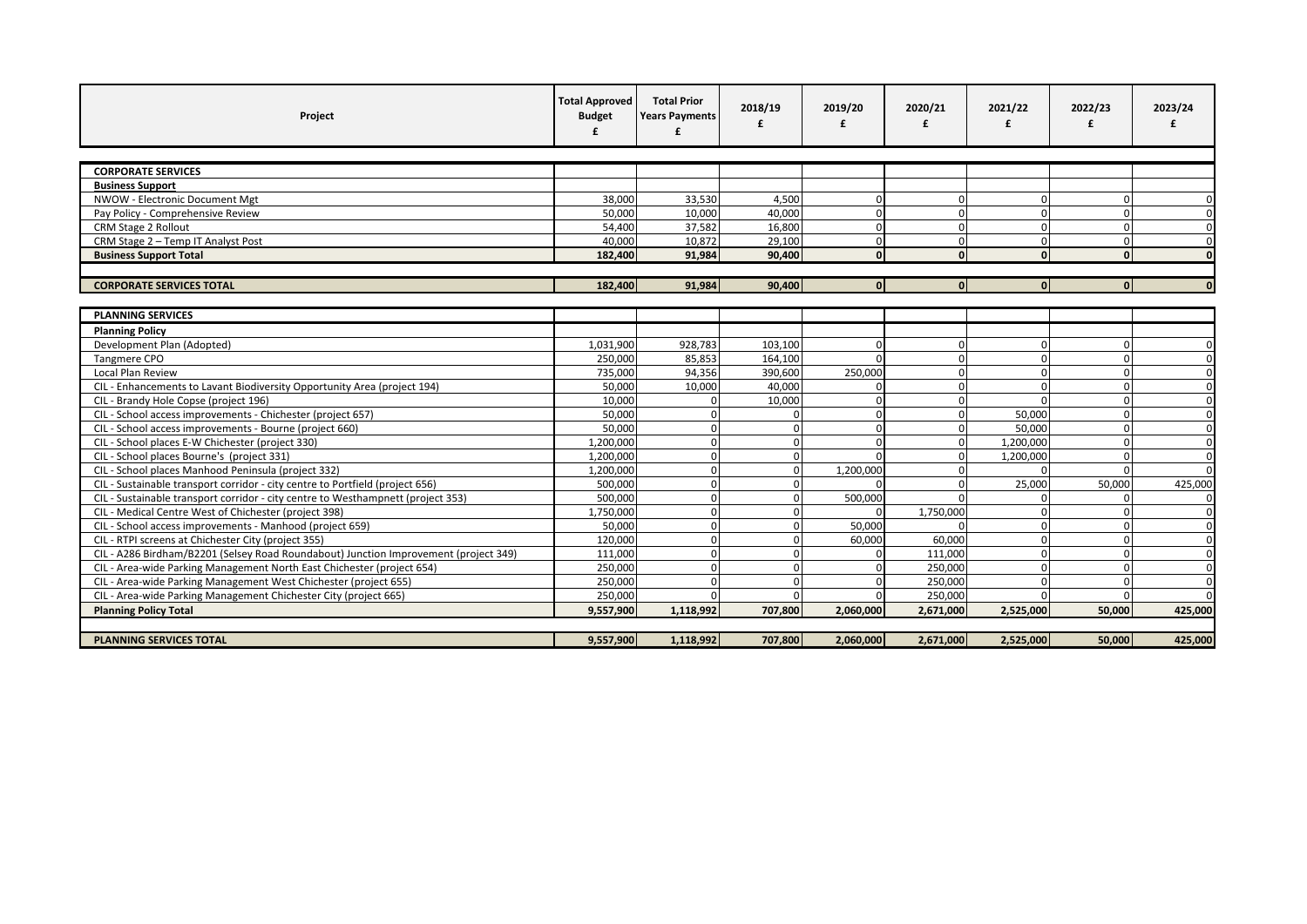| Project | Total Approved Budget £ | Total Prior Years Payments £ | 2018/19 £ | 2019/20 £ | 2020/21 £ | 2021/22 £ | 2022/23 £ | 2023/24 £ |
|---|---|---|---|---|---|---|---|---|
| **CORPORATE SERVICES** | | | | | | | | |
| **Business Support** | | | | | | | | |
| NWOW - Electronic Document Mgt | 38,000 | 33,530 | 4,500 | 0 | 0 | 0 | 0 | 0 |
| Pay Policy - Comprehensive Review | 50,000 | 10,000 | 40,000 | 0 | 0 | 0 | 0 | 0 |
| CRM Stage 2 Rollout | 54,400 | 37,582 | 16,800 | 0 | 0 | 0 | 0 | 0 |
| CRM Stage 2 – Temp IT Analyst Post | 40,000 | 10,872 | 29,100 | 0 | 0 | 0 | 0 | 0 |
| **Business Support Total** | **182,400** | **91,984** | **90,400** | **0** | **0** | **0** | **0** | **0** |
| **CORPORATE SERVICES TOTAL** | **182,400** | **91,984** | **90,400** | **0** | **0** | **0** | **0** | **0** |
| **PLANNING SERVICES** | | | | | | | | |
| **Planning Policy** | | | | | | | | |
| Development Plan (Adopted) | 1,031,900 | 928,783 | 103,100 | 0 | 0 | 0 | 0 | 0 |
| Tangmere CPO | 250,000 | 85,853 | 164,100 | 0 | 0 | 0 | 0 | 0 |
| Local Plan Review | 735,000 | 94,356 | 390,600 | 250,000 | 0 | 0 | 0 | 0 |
| CIL - Enhancements to Lavant Biodiversity Opportunity Area (project 194) | 50,000 | 10,000 | 40,000 | 0 | 0 | 0 | 0 | 0 |
| CIL - Brandy Hole Copse (project 196) | 10,000 | 0 | 10,000 | 0 | 0 | 0 | 0 | 0 |
| CIL - School access improvements - Chichester (project 657) | 50,000 | 0 | 0 | 0 | 0 | 50,000 | 0 | 0 |
| CIL - School access improvements - Bourne (project 660) | 50,000 | 0 | 0 | 0 | 0 | 50,000 | 0 | 0 |
| CIL - School places E-W Chichester (project 330) | 1,200,000 | 0 | 0 | 0 | 0 | 1,200,000 | 0 | 0 |
| CIL - School places Bourne's (project 331) | 1,200,000 | 0 | 0 | 0 | 0 | 1,200,000 | 0 | 0 |
| CIL - School places Manhood Peninsula (project 332) | 1,200,000 | 0 | 0 | 1,200,000 | 0 | 0 | 0 | 0 |
| CIL - Sustainable transport corridor - city centre to Portfield (project 656) | 500,000 | 0 | 0 | 0 | 0 | 25,000 | 50,000 | 425,000 |
| CIL - Sustainable transport corridor - city centre to Westhampnett (project 353) | 500,000 | 0 | 0 | 500,000 | 0 | 0 | 0 | 0 |
| CIL - Medical Centre West of Chichester (project 398) | 1,750,000 | 0 | 0 | 0 | 1,750,000 | 0 | 0 | 0 |
| CIL - School access improvements - Manhood (project 659) | 50,000 | 0 | 0 | 50,000 | 0 | 0 | 0 | 0 |
| CIL - RTPI screens at Chichester City (project 355) | 120,000 | 0 | 0 | 60,000 | 60,000 | 0 | 0 | 0 |
| CIL - A286 Birdham/B2201 (Selsey Road Roundabout) Junction Improvement (project 349) | 111,000 | 0 | 0 | 0 | 111,000 | 0 | 0 | 0 |
| CIL - Area-wide Parking Management North East Chichester (project 654) | 250,000 | 0 | 0 | 0 | 250,000 | 0 | 0 | 0 |
| CIL - Area-wide Parking Management West Chichester (project 655) | 250,000 | 0 | 0 | 0 | 250,000 | 0 | 0 | 0 |
| CIL - Area-wide Parking Management Chichester City (project 665) | 250,000 | 0 | 0 | 0 | 250,000 | 0 | 0 | 0 |
| **Planning Policy Total** | **9,557,900** | **1,118,992** | **707,800** | **2,060,000** | **2,671,000** | **2,525,000** | **50,000** | **425,000** |
| **PLANNING SERVICES TOTAL** | **9,557,900** | **1,118,992** | **707,800** | **2,060,000** | **2,671,000** | **2,525,000** | **50,000** | **425,000** |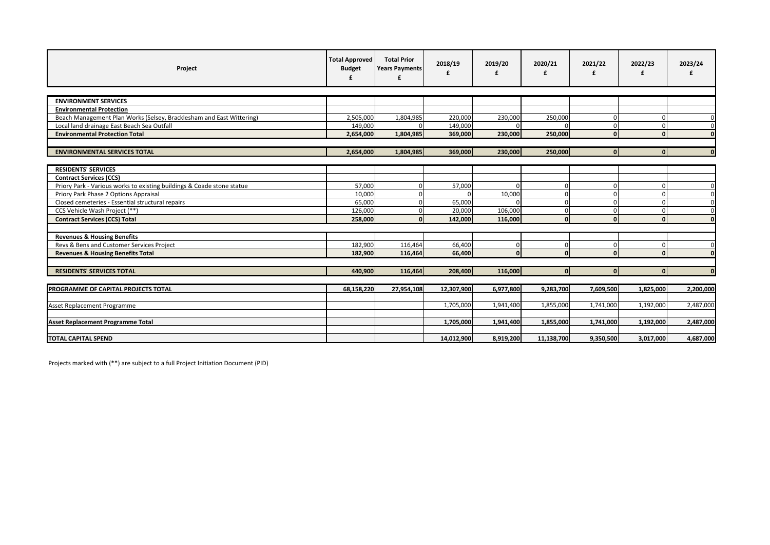| Project | Total Approved Budget £ | Total Prior Years Payments £ | 2018/19 £ | 2019/20 £ | 2020/21 £ | 2021/22 £ | 2022/23 £ | 2023/24 £ |
|---|---|---|---|---|---|---|---|---|
| **ENVIRONMENT SERVICES** | | | | | | | | |
| **Environmental Protection** | | | | | | | | |
| Beach Management Plan Works (Selsey, Bracklesham and East Wittering) | 2,505,000 | 1,804,985 | 220,000 | 230,000 | 250,000 | 0 | 0 | 0 |
| Local land drainage East Beach Sea Outfall | 149,000 | 0 | 149,000 | 0 | 0 | 0 | 0 | 0 |
| **Environmental Protection Total** | **2,654,000** | **1,804,985** | **369,000** | **230,000** | **250,000** | **0** | **0** | **0** |
| | | | | | | | | |
| **ENVIRONMENTAL SERVICES TOTAL** | **2,654,000** | **1,804,985** | **369,000** | **230,000** | **250,000** | **0** | **0** | **0** |
| | | | | | | | | |
| **RESIDENTS' SERVICES** | | | | | | | | |
| **Contract Services (CCS)** | | | | | | | | |
| Priory Park - Various works to existing buildings & Coade stone statue | 57,000 | 0 | 57,000 | 0 | 0 | 0 | 0 | 0 |
| Priory Park Phase 2 Options Appraisal | 10,000 | 0 | 0 | 10,000 | 0 | 0 | 0 | 0 |
| Closed cemeteries - Essential structural repairs | 65,000 | 0 | 65,000 | 0 | 0 | 0 | 0 | 0 |
| CCS Vehicle Wash Project (**) | 126,000 | 0 | 20,000 | 106,000 | 0 | 0 | 0 | 0 |
| **Contract Services (CCS) Total** | **258,000** | **0** | **142,000** | **116,000** | **0** | **0** | **0** | **0** |
| | | | | | | | | |
| **Revenues & Housing Benefits** | | | | | | | | |
| Revs & Bens and Customer Services Project | 182,900 | 116,464 | 66,400 | 0 | 0 | 0 | 0 | 0 |
| **Revenues & Housing Benefits Total** | **182,900** | **116,464** | **66,400** | **0** | **0** | **0** | **0** | **0** |
| | | | | | | | | |
| **RESIDENTS' SERVICES TOTAL** | **440,900** | **116,464** | **208,400** | **116,000** | **0** | **0** | **0** | **0** |
| | | | | | | | | |
| **PROGRAMME OF CAPITAL PROJECTS TOTAL** | **68,158,220** | **27,954,108** | **12,307,900** | **6,977,800** | **9,283,700** | **7,609,500** | **1,825,000** | **2,200,000** |
| | | | | | | | | |
| Asset Replacement Programme | | | 1,705,000 | 1,941,400 | 1,855,000 | 1,741,000 | 1,192,000 | 2,487,000 |
| | | | | | | | | |
| **Asset Replacement Programme Total** | | | **1,705,000** | **1,941,400** | **1,855,000** | **1,741,000** | **1,192,000** | **2,487,000** |
| | | | | | | | | |
| **TOTAL CAPITAL SPEND** | | | **14,012,900** | **8,919,200** | **11,138,700** | **9,350,500** | **3,017,000** | **4,687,000** |

Projects marked with (**) are subject to a full Project Initiation Document (PID)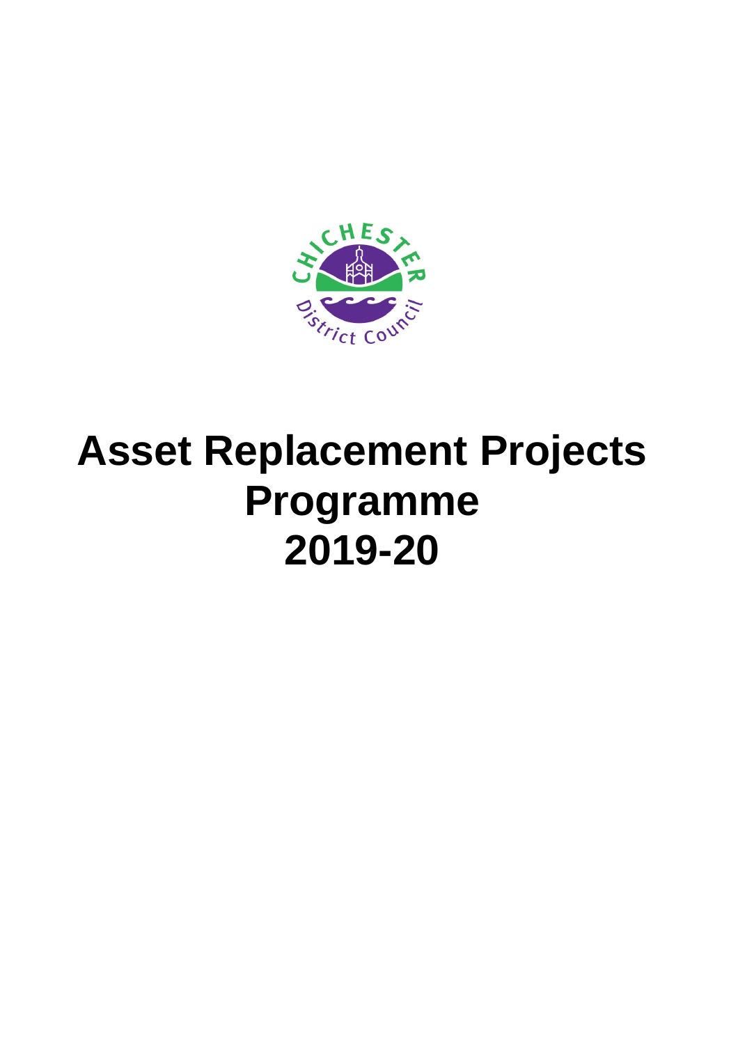# Asset Replacement Projects Programme 2019-20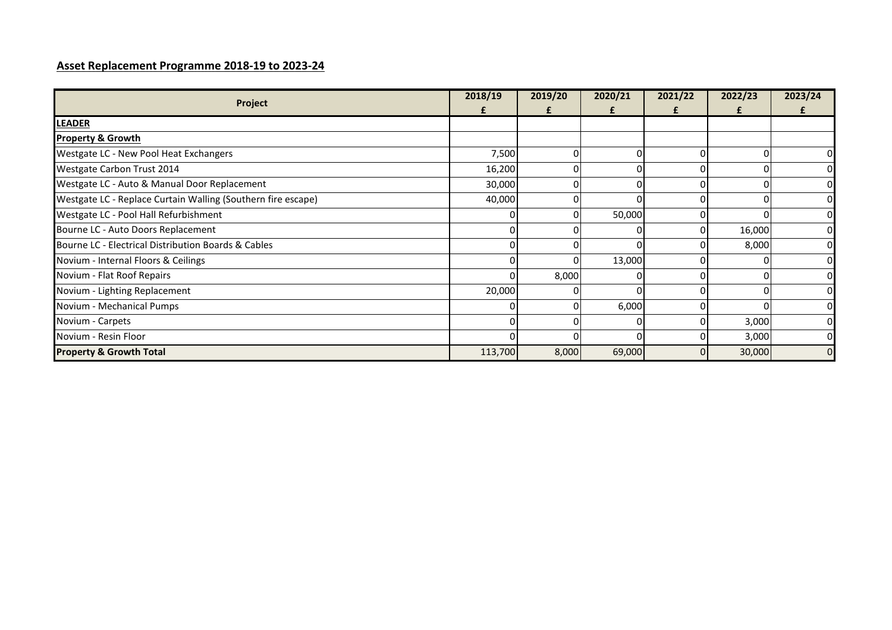## Asset Replacement Programme 2018-19 to 2023-24

| Project | 2018/19 £ | 2019/20 £ | 2020/21 £ | 2021/22 £ | 2022/23 £ | 2023/24 £ |
|---|---|---|---|---|---|---|
| **LEADER** | | | | | | |
| **Property & Growth** | | | | | | |
| Westgate LC - New Pool Heat Exchangers | 7,500 | 0 | 0 | 0 | 0 | 0 |
| Westgate Carbon Trust 2014 | 16,200 | 0 | 0 | 0 | 0 | 0 |
| Westgate LC - Auto & Manual Door Replacement | 30,000 | 0 | 0 | 0 | 0 | 0 |
| Westgate LC - Replace Curtain Walling (Southern fire escape) | 40,000 | 0 | 0 | 0 | 0 | 0 |
| Westgate LC - Pool Hall Refurbishment | 0 | 0 | 50,000 | 0 | 0 | 0 |
| Bourne LC - Auto Doors Replacement | 0 | 0 | 0 | 0 | 16,000 | 0 |
| Bourne LC - Electrical Distribution Boards & Cables | 0 | 0 | 0 | 0 | 8,000 | 0 |
| Novium - Internal Floors & Ceilings | 0 | 0 | 13,000 | 0 | 0 | 0 |
| Novium - Flat Roof Repairs | 0 | 8,000 | 0 | 0 | 0 | 0 |
| Novium - Lighting Replacement | 20,000 | 0 | 0 | 0 | 0 | 0 |
| Novium - Mechanical Pumps | 0 | 0 | 6,000 | 0 | 0 | 0 |
| Novium - Carpets | 0 | 0 | 0 | 0 | 3,000 | 0 |
| Novium - Resin Floor | 0 | 0 | 0 | 0 | 3,000 | 0 |
| **Property & Growth Total** | 113,700 | 8,000 | 69,000 | 0 | 30,000 | 0 |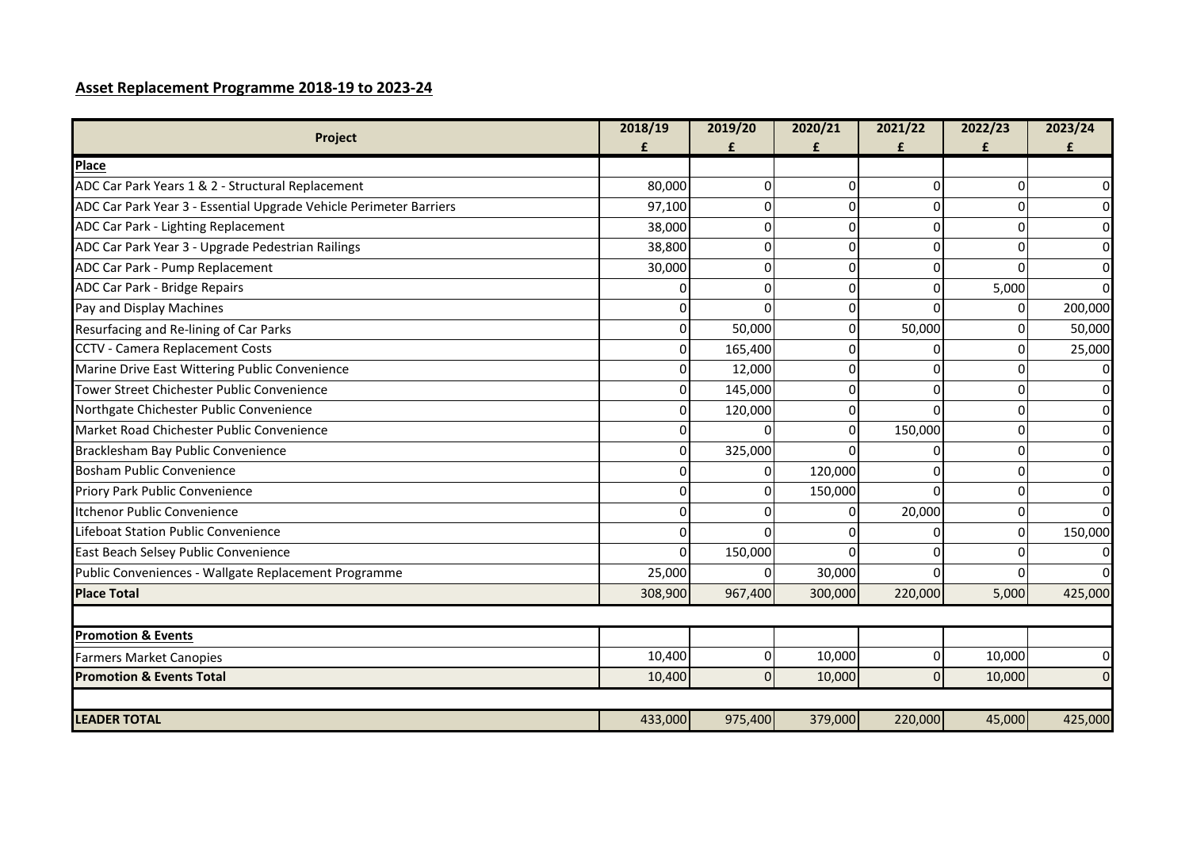## Asset Replacement Programme 2018-19 to 2023-24

| Project | 2018/19 £ | 2019/20 £ | 2020/21 £ | 2021/22 £ | 2022/23 £ | 2023/24 £ |
|---|---|---|---|---|---|---|
| **Place** | | | | | | |
| ADC Car Park Years 1 & 2 - Structural Replacement | 80,000 | 0 | 0 | 0 | 0 | 0 |
| ADC Car Park Year 3 - Essential Upgrade Vehicle Perimeter Barriers | 97,100 | 0 | 0 | 0 | 0 | 0 |
| ADC Car Park - Lighting Replacement | 38,000 | 0 | 0 | 0 | 0 | 0 |
| ADC Car Park Year 3 - Upgrade Pedestrian Railings | 38,800 | 0 | 0 | 0 | 0 | 0 |
| ADC Car Park - Pump Replacement | 30,000 | 0 | 0 | 0 | 0 | 0 |
| ADC Car Park - Bridge Repairs | 0 | 0 | 0 | 0 | 5,000 | 0 |
| Pay and Display Machines | 0 | 0 | 0 | 0 | 0 | 200,000 |
| Resurfacing and Re-lining of Car Parks | 0 | 50,000 | 0 | 50,000 | 0 | 50,000 |
| CCTV - Camera Replacement Costs | 0 | 165,400 | 0 | 0 | 0 | 25,000 |
| Marine Drive East Wittering Public Convenience | 0 | 12,000 | 0 | 0 | 0 | 0 |
| Tower Street Chichester Public Convenience | 0 | 145,000 | 0 | 0 | 0 | 0 |
| Northgate Chichester Public Convenience | 0 | 120,000 | 0 | 0 | 0 | 0 |
| Market Road Chichester Public Convenience | 0 | 0 | 0 | 150,000 | 0 | 0 |
| Bracklesham Bay Public Convenience | 0 | 325,000 | 0 | 0 | 0 | 0 |
| Bosham Public Convenience | 0 | 0 | 120,000 | 0 | 0 | 0 |
| Priory Park Public Convenience | 0 | 0 | 150,000 | 0 | 0 | 0 |
| Itchenor Public Convenience | 0 | 0 | 0 | 20,000 | 0 | 0 |
| Lifeboat Station Public Convenience | 0 | 0 | 0 | 0 | 0 | 150,000 |
| East Beach Selsey Public Convenience | 0 | 150,000 | 0 | 0 | 0 | 0 |
| Public Conveniences - Wallgate Replacement Programme | 25,000 | 0 | 30,000 | 0 | 0 | 0 |
| **Place Total** | 308,900 | 967,400 | 300,000 | 220,000 | 5,000 | 425,000 |
| | | | | | | |
| **Promotion & Events** | | | | | | |
| Farmers Market Canopies | 10,400 | 0 | 10,000 | 0 | 10,000 | 0 |
| **Promotion & Events Total** | 10,400 | 0 | 10,000 | 0 | 10,000 | 0 |
| | | | | | | |
| **LEADER TOTAL** | 433,000 | 975,400 | 379,000 | 220,000 | 45,000 | 425,000 |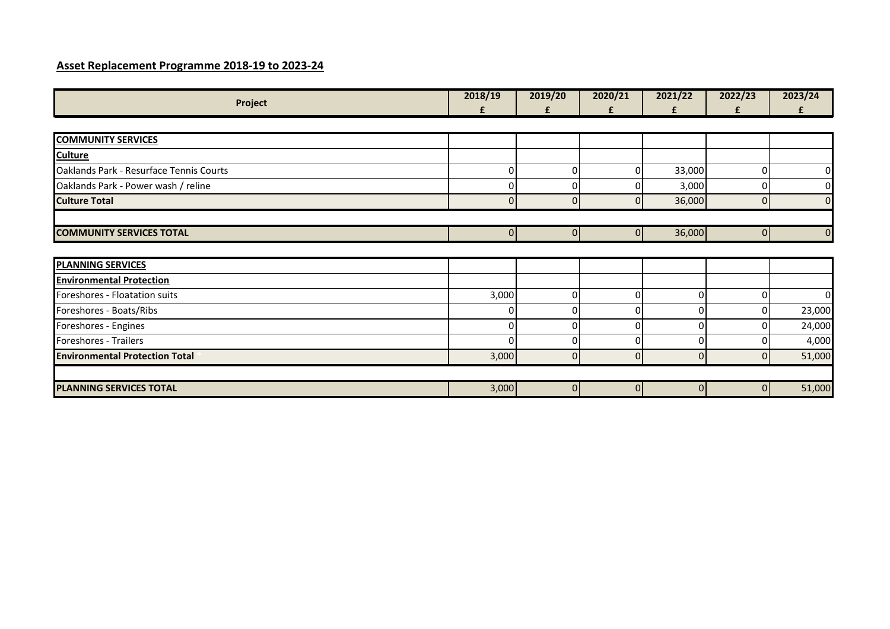## Asset Replacement Programme 2018-19 to 2023-24

| Project | 2018/19 £ | 2019/20 £ | 2020/21 £ | 2021/22 £ | 2022/23 £ | 2023/24 £ |
|---|---|---|---|---|---|---|
| **COMMUNITY SERVICES** | | | | | | |
| **Culture** | | | | | | |
| Oaklands Park - Resurface Tennis Courts | 0 | 0 | 0 | 33,000 | 0 | 0 |
| Oaklands Park - Power wash / reline | 0 | 0 | 0 | 3,000 | 0 | 0 |
| **Culture Total** | 0 | 0 | 0 | 36,000 | 0 | 0 |
| | | | | | | |
| **COMMUNITY SERVICES TOTAL** | 0 | 0 | 0 | 36,000 | 0 | 0 |
| | | | | | | |
| **PLANNING SERVICES** | | | | | | |
| **Environmental Protection** | | | | | | |
| Foreshores - Floatation suits | 3,000 | 0 | 0 | 0 | 0 | 0 |
| Foreshores - Boats/Ribs | 0 | 0 | 0 | 0 | 0 | 23,000 |
| Foreshores - Engines | 0 | 0 | 0 | 0 | 0 | 24,000 |
| Foreshores - Trailers | 0 | 0 | 0 | 0 | 0 | 4,000 |
| **Environmental Protection Total** | 3,000 | 0 | 0 | 0 | 0 | 51,000 |
| | | | | | | |
| **PLANNING SERVICES TOTAL** | 3,000 | 0 | 0 | 0 | 0 | 51,000 |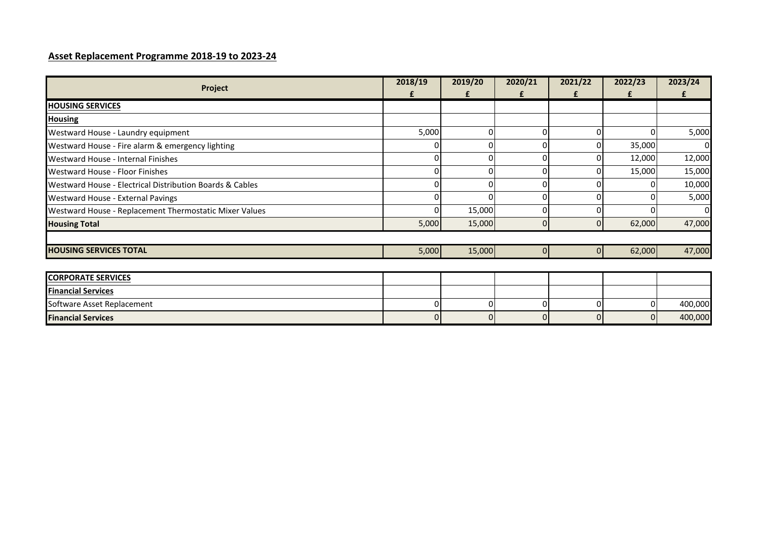## Asset Replacement Programme 2018-19 to 2023-24

| Project | 2018/19 £ | 2019/20 £ | 2020/21 £ | 2021/22 £ | 2022/23 £ | 2023/24 £ |
|---|---|---|---|---|---|---|
| **HOUSING SERVICES** | | | | | | |
| **Housing** | | | | | | |
| Westward House - Laundry equipment | 5,000 | 0 | 0 | 0 | 0 | 5,000 |
| Westward House - Fire alarm & emergency lighting | 0 | 0 | 0 | 0 | 35,000 | 0 |
| Westward House - Internal Finishes | 0 | 0 | 0 | 0 | 12,000 | 12,000 |
| Westward House - Floor Finishes | 0 | 0 | 0 | 0 | 15,000 | 15,000 |
| Westward House - Electrical Distribution Boards & Cables | 0 | 0 | 0 | 0 | 0 | 10,000 |
| Westward House - External Pavings | 0 | 0 | 0 | 0 | 0 | 5,000 |
| Westward House - Replacement Thermostatic Mixer Values | 0 | 15,000 | 0 | 0 | 0 | 0 |
| **Housing Total** | 5,000 | 15,000 | 0 | 0 | 62,000 | 47,000 |
| | | | | | | |
| **HOUSING SERVICES TOTAL** | 5,000 | 15,000 | 0 | 0 | 62,000 | 47,000 |

| Project | 2018/19 £ | 2019/20 £ | 2020/21 £ | 2021/22 £ | 2022/23 £ | 2023/24 £ |
|---|---|---|---|---|---|---|
| **CORPORATE SERVICES** | | | | | | |
| **Financial Services** | | | | | | |
| Software Asset Replacement | 0 | 0 | 0 | 0 | 0 | 400,000 |
| **Financial Services** | 0 | 0 | 0 | 0 | 0 | 400,000 |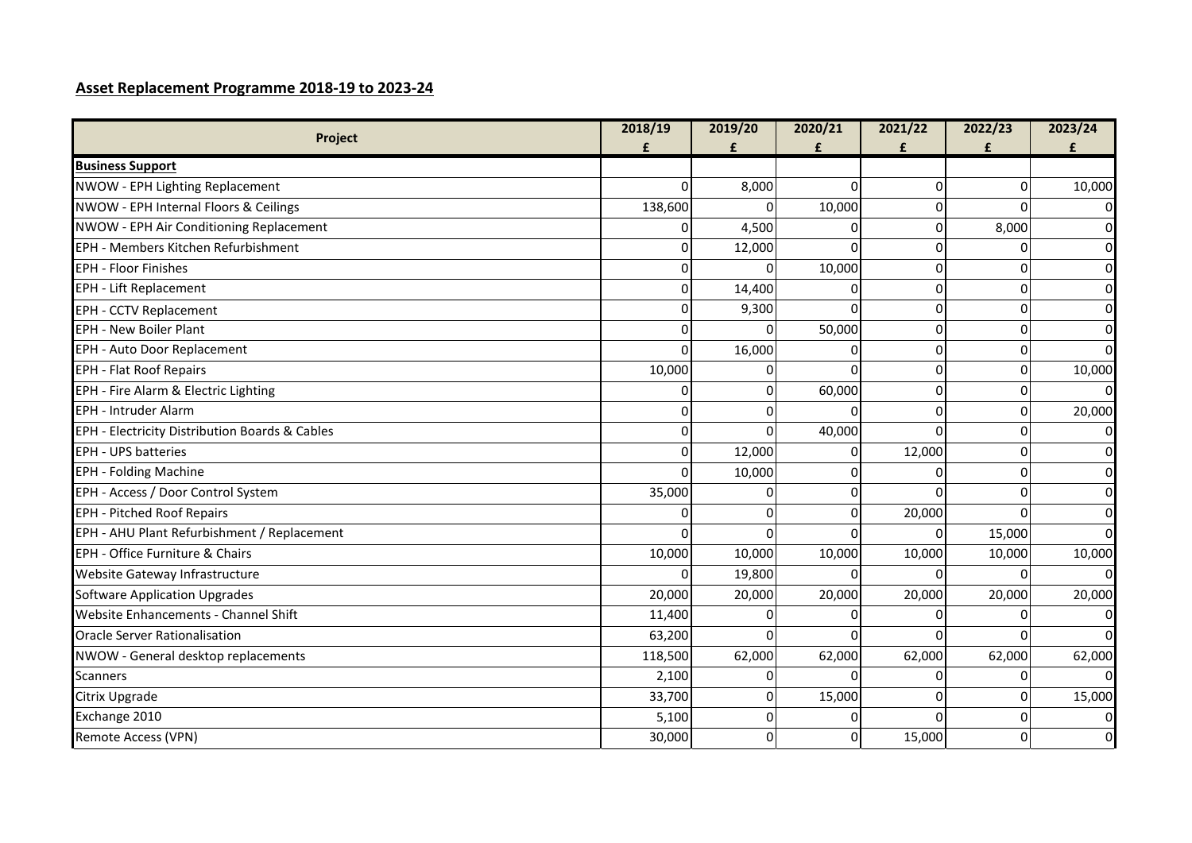## **Asset Replacement Programme 2018-19 to 2023-24**

| Project | 2018/19<br>£ | 2019/20<br>£ | 2020/21<br>£ | 2021/22<br>£ | 2022/23<br>£ | 2023/24<br>£ |
|---|---|---|---|---|---|---|
| **Business Support** | | | | | | |
| NWOW - EPH Lighting Replacement | 0 | 8,000 | 0 | 0 | 0 | 10,000 |
| NWOW - EPH Internal Floors & Ceilings | 138,600 | 0 | 10,000 | 0 | 0 | 0 |
| NWOW - EPH Air Conditioning Replacement | 0 | 4,500 | 0 | 0 | 8,000 | 0 |
| EPH - Members Kitchen Refurbishment | 0 | 12,000 | 0 | 0 | 0 | 0 |
| EPH - Floor Finishes | 0 | 0 | 10,000 | 0 | 0 | 0 |
| EPH - Lift Replacement | 0 | 14,400 | 0 | 0 | 0 | 0 |
| EPH - CCTV Replacement | 0 | 9,300 | 0 | 0 | 0 | 0 |
| EPH - New Boiler Plant | 0 | 0 | 50,000 | 0 | 0 | 0 |
| EPH - Auto Door Replacement | 0 | 16,000 | 0 | 0 | 0 | 0 |
| EPH - Flat Roof Repairs | 10,000 | 0 | 0 | 0 | 0 | 10,000 |
| EPH - Fire Alarm & Electric Lighting | 0 | 0 | 60,000 | 0 | 0 | 0 |
| EPH - Intruder Alarm | 0 | 0 | 0 | 0 | 0 | 20,000 |
| EPH - Electricity Distribution Boards & Cables | 0 | 0 | 40,000 | 0 | 0 | 0 |
| EPH - UPS batteries | 0 | 12,000 | 0 | 12,000 | 0 | 0 |
| EPH - Folding Machine | 0 | 10,000 | 0 | 0 | 0 | 0 |
| EPH - Access / Door Control System | 35,000 | 0 | 0 | 0 | 0 | 0 |
| EPH - Pitched Roof Repairs | 0 | 0 | 0 | 20,000 | 0 | 0 |
| EPH - AHU Plant Refurbishment / Replacement | 0 | 0 | 0 | 0 | 15,000 | 0 |
| EPH - Office Furniture & Chairs | 10,000 | 10,000 | 10,000 | 10,000 | 10,000 | 10,000 |
| Website Gateway Infrastructure | 0 | 19,800 | 0 | 0 | 0 | 0 |
| Software Application Upgrades | 20,000 | 20,000 | 20,000 | 20,000 | 20,000 | 20,000 |
| Website Enhancements - Channel Shift | 11,400 | 0 | 0 | 0 | 0 | 0 |
| Oracle Server Rationalisation | 63,200 | 0 | 0 | 0 | 0 | 0 |
| NWOW - General desktop replacements | 118,500 | 62,000 | 62,000 | 62,000 | 62,000 | 62,000 |
| Scanners | 2,100 | 0 | 0 | 0 | 0 | 0 |
| Citrix Upgrade | 33,700 | 0 | 15,000 | 0 | 0 | 15,000 |
| Exchange 2010 | 5,100 | 0 | 0 | 0 | 0 | 0 |
| Remote Access (VPN) | 30,000 | 0 | 0 | 15,000 | 0 | 0 |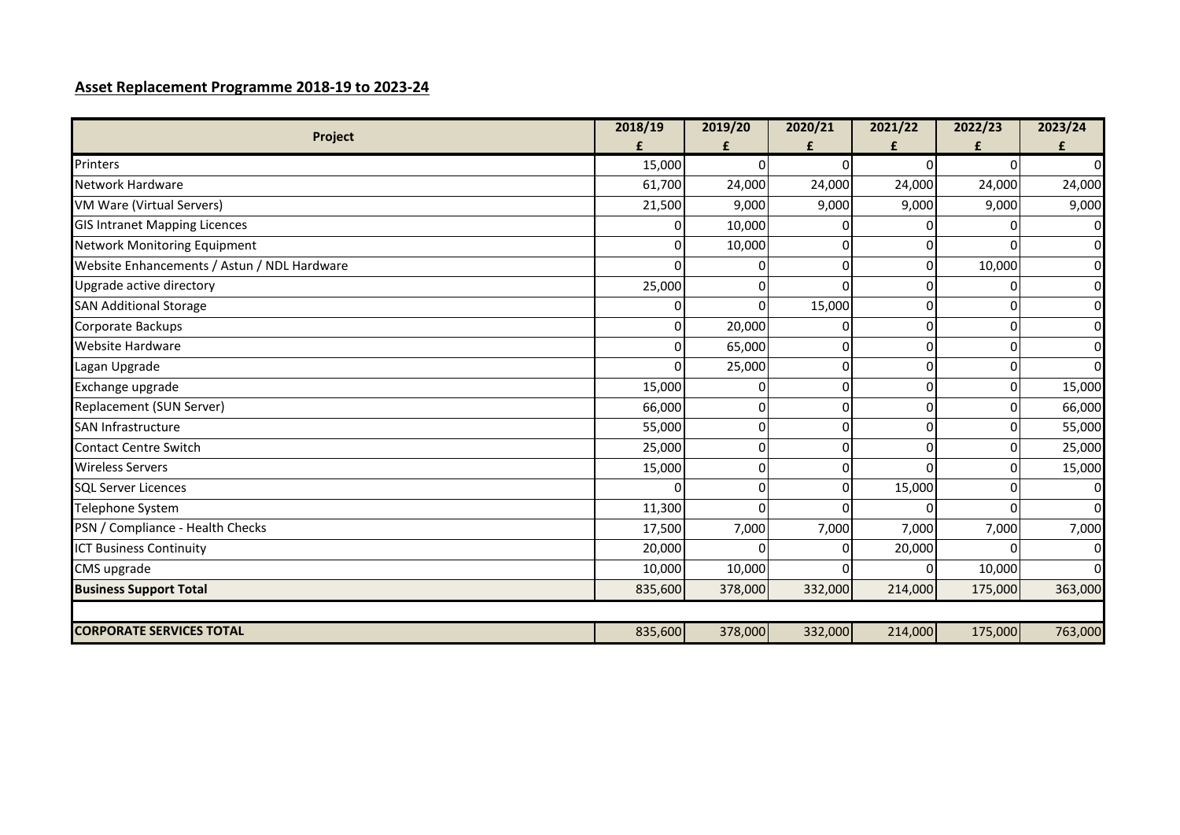**Asset Replacement Programme 2018-19 to 2023-24**

| Project | 2018/19<br>£ | 2019/20<br>£ | 2020/21<br>£ | 2021/22<br>£ | 2022/23<br>£ | 2023/24<br>£ |
|---|---|---|---|---|---|---|
| Printers | 15,000 | 0 | 0 | 0 | 0 | 0 |
| Network Hardware | 61,700 | 24,000 | 24,000 | 24,000 | 24,000 | 24,000 |
| VM Ware (Virtual Servers) | 21,500 | 9,000 | 9,000 | 9,000 | 9,000 | 9,000 |
| GIS Intranet Mapping Licences | 0 | 10,000 | 0 | 0 | 0 | 0 |
| Network Monitoring Equipment | 0 | 10,000 | 0 | 0 | 0 | 0 |
| Website Enhancements / Astun / NDL Hardware | 0 | 0 | 0 | 0 | 10,000 | 0 |
| Upgrade active directory | 25,000 | 0 | 0 | 0 | 0 | 0 |
| SAN Additional Storage | 0 | 0 | 15,000 | 0 | 0 | 0 |
| Corporate Backups | 0 | 20,000 | 0 | 0 | 0 | 0 |
| Website Hardware | 0 | 65,000 | 0 | 0 | 0 | 0 |
| Lagan Upgrade | 0 | 25,000 | 0 | 0 | 0 | 0 |
| Exchange upgrade | 15,000 | 0 | 0 | 0 | 0 | 15,000 |
| Replacement (SUN Server) | 66,000 | 0 | 0 | 0 | 0 | 66,000 |
| SAN Infrastructure | 55,000 | 0 | 0 | 0 | 0 | 55,000 |
| Contact Centre Switch | 25,000 | 0 | 0 | 0 | 0 | 25,000 |
| Wireless Servers | 15,000 | 0 | 0 | 0 | 0 | 15,000 |
| SQL Server Licences | 0 | 0 | 0 | 15,000 | 0 | 0 |
| Telephone System | 11,300 | 0 | 0 | 0 | 0 | 0 |
| PSN / Compliance - Health Checks | 17,500 | 7,000 | 7,000 | 7,000 | 7,000 | 7,000 |
| ICT Business Continuity | 20,000 | 0 | 0 | 20,000 | 0 | 0 |
| CMS upgrade | 10,000 | 10,000 | 0 | 0 | 10,000 | 0 |
| **Business Support Total** | 835,600 | 378,000 | 332,000 | 214,000 | 175,000 | 363,000 |
| | | | | | | |
| **CORPORATE SERVICES TOTAL** | 835,600 | 378,000 | 332,000 | 214,000 | 175,000 | 763,000 |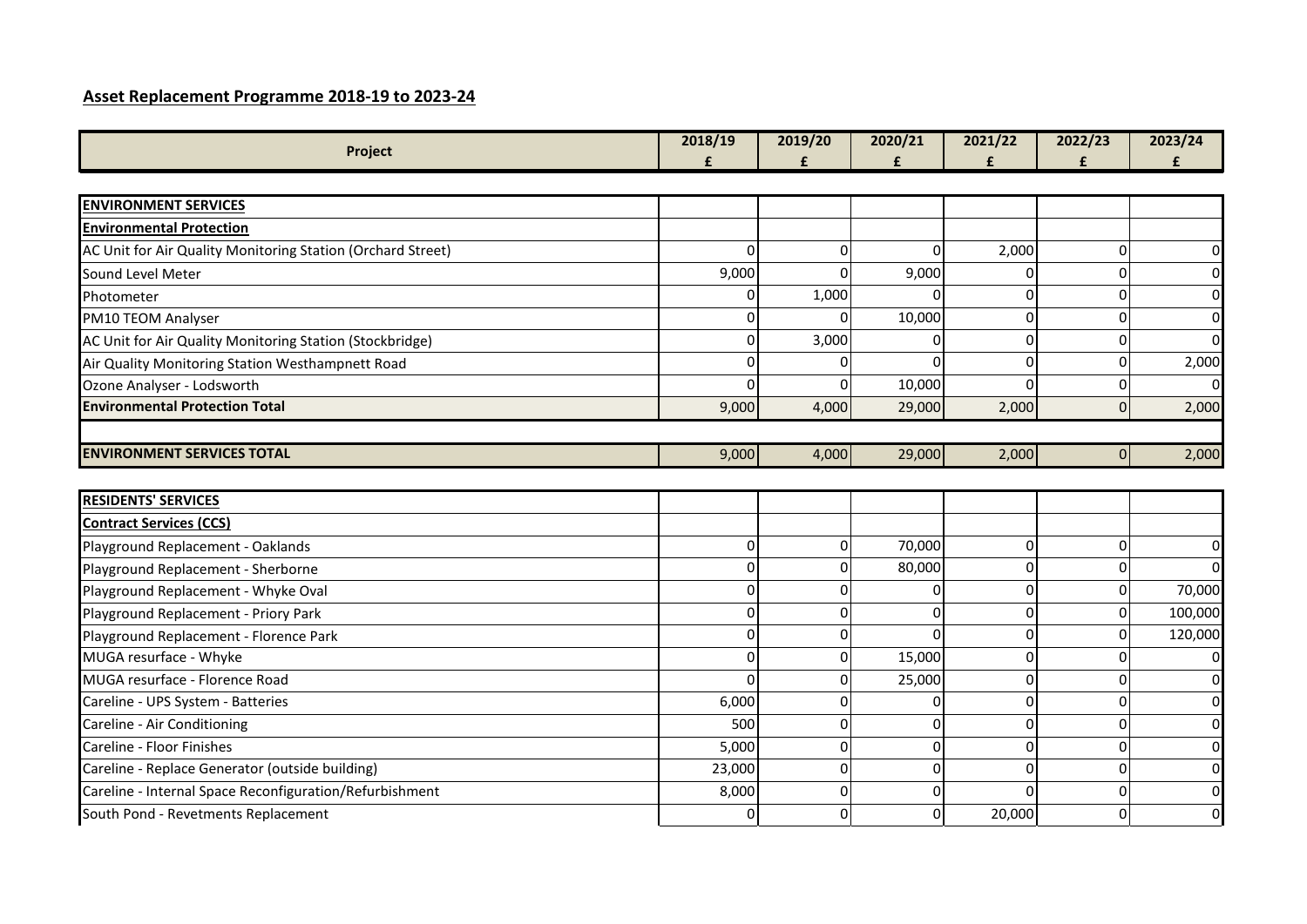## Asset Replacement Programme 2018-19 to 2023-24

| Project | 2018/19 £ | 2019/20 £ | 2020/21 £ | 2021/22 £ | 2022/23 £ | 2023/24 £ |
|---|---|---|---|---|---|---|
| **ENVIRONMENT SERVICES** | | | | | | |
| **Environmental Protection** | | | | | | |
| AC Unit for Air Quality Monitoring Station (Orchard Street) | 0 | 0 | 0 | 2,000 | 0 | 0 |
| Sound Level Meter | 9,000 | 0 | 9,000 | 0 | 0 | 0 |
| Photometer | 0 | 1,000 | 0 | 0 | 0 | 0 |
| PM10 TEOM Analyser | 0 | 0 | 10,000 | 0 | 0 | 0 |
| AC Unit for Air Quality Monitoring Station (Stockbridge) | 0 | 3,000 | 0 | 0 | 0 | 0 |
| Air Quality Monitoring Station Westhampnett Road | 0 | 0 | 0 | 0 | 0 | 2,000 |
| Ozone Analyser - Lodsworth | 0 | 0 | 10,000 | 0 | 0 | 0 |
| **Environmental Protection Total** | 9,000 | 4,000 | 29,000 | 2,000 | 0 | 2,000 |
| | | | | | | |
| **ENVIRONMENT SERVICES TOTAL** | 9,000 | 4,000 | 29,000 | 2,000 | 0 | 2,000 |
| | | | | | | |
| **RESIDENTS' SERVICES** | | | | | | |
| **Contract Services (CCS)** | | | | | | |
| Playground Replacement - Oaklands | 0 | 0 | 70,000 | 0 | 0 | 0 |
| Playground Replacement - Sherborne | 0 | 0 | 80,000 | 0 | 0 | 0 |
| Playground Replacement - Whyke Oval | 0 | 0 | 0 | 0 | 0 | 70,000 |
| Playground Replacement - Priory Park | 0 | 0 | 0 | 0 | 0 | 100,000 |
| Playground Replacement - Florence Park | 0 | 0 | 0 | 0 | 0 | 120,000 |
| MUGA resurface - Whyke | 0 | 0 | 15,000 | 0 | 0 | 0 |
| MUGA resurface - Florence Road | 0 | 0 | 25,000 | 0 | 0 | 0 |
| Careline - UPS System - Batteries | 6,000 | 0 | 0 | 0 | 0 | 0 |
| Careline - Air Conditioning | 500 | 0 | 0 | 0 | 0 | 0 |
| Careline - Floor Finishes | 5,000 | 0 | 0 | 0 | 0 | 0 |
| Careline - Replace Generator (outside building) | 23,000 | 0 | 0 | 0 | 0 | 0 |
| Careline - Internal Space Reconfiguration/Refurbishment | 8,000 | 0 | 0 | 0 | 0 | 0 |
| South Pond - Revetments Replacement | 0 | 0 | 0 | 20,000 | 0 | 0 |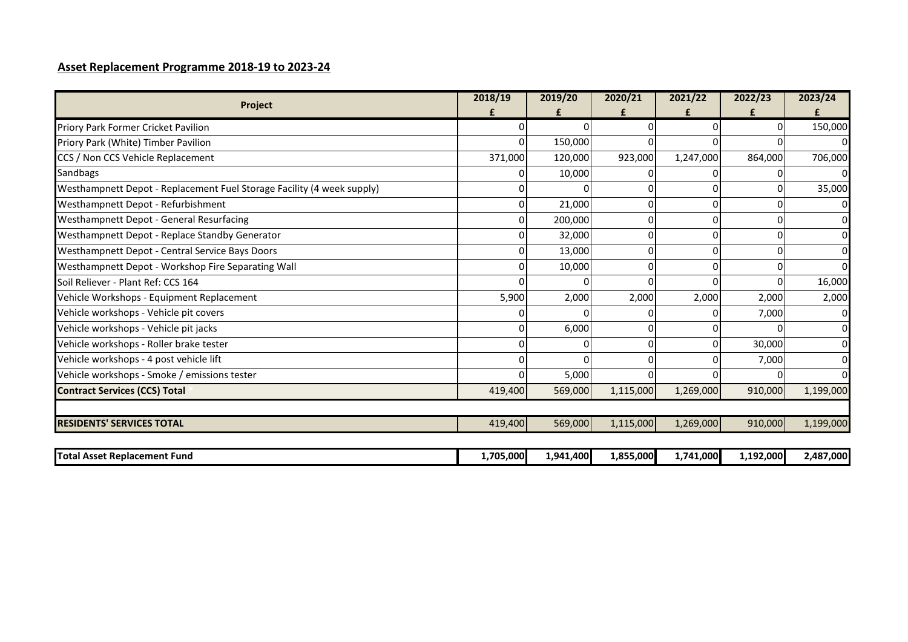## Asset Replacement Programme 2018-19 to 2023-24

| Project | 2018/19<br>£ | 2019/20<br>£ | 2020/21<br>£ | 2021/22<br>£ | 2022/23<br>£ | 2023/24<br>£ |
|---|---|---|---|---|---|---|
| Priory Park Former Cricket Pavilion | 0 | 0 | 0 | 0 | 0 | 150,000 |
| Priory Park (White) Timber Pavilion | 0 | 150,000 | 0 | 0 | 0 | 0 |
| CCS / Non CCS Vehicle Replacement | 371,000 | 120,000 | 923,000 | 1,247,000 | 864,000 | 706,000 |
| Sandbags | 0 | 10,000 | 0 | 0 | 0 | 0 |
| Westhampnett Depot - Replacement Fuel Storage Facility (4 week supply) | 0 | 0 | 0 | 0 | 0 | 35,000 |
| Westhampnett Depot - Refurbishment | 0 | 21,000 | 0 | 0 | 0 | 0 |
| Westhampnett Depot - General Resurfacing | 0 | 200,000 | 0 | 0 | 0 | 0 |
| Westhampnett Depot - Replace Standby Generator | 0 | 32,000 | 0 | 0 | 0 | 0 |
| Westhampnett Depot - Central Service Bays Doors | 0 | 13,000 | 0 | 0 | 0 | 0 |
| Westhampnett Depot - Workshop Fire Separating Wall | 0 | 10,000 | 0 | 0 | 0 | 0 |
| Soil Reliever - Plant Ref: CCS 164 | 0 | 0 | 0 | 0 | 0 | 16,000 |
| Vehicle Workshops - Equipment Replacement | 5,900 | 2,000 | 2,000 | 2,000 | 2,000 | 2,000 |
| Vehicle workshops - Vehicle pit covers | 0 | 0 | 0 | 0 | 7,000 | 0 |
| Vehicle workshops - Vehicle pit jacks | 0 | 6,000 | 0 | 0 | 0 | 0 |
| Vehicle workshops - Roller brake tester | 0 | 0 | 0 | 0 | 30,000 | 0 |
| Vehicle workshops - 4 post vehicle lift | 0 | 0 | 0 | 0 | 7,000 | 0 |
| Vehicle workshops - Smoke / emissions tester | 0 | 5,000 | 0 | 0 | 0 | 0 |
| **Contract Services (CCS) Total** | 419,400 | 569,000 | 1,115,000 | 1,269,000 | 910,000 | 1,199,000 |
| | | | | | | |
| **RESIDENTS' SERVICES TOTAL** | 419,400 | 569,000 | 1,115,000 | 1,269,000 | 910,000 | 1,199,000 |
| | | | | | | |
| **Total Asset Replacement Fund** | **1,705,000** | **1,941,400** | **1,855,000** | **1,741,000** | **1,192,000** | **2,487,000** |